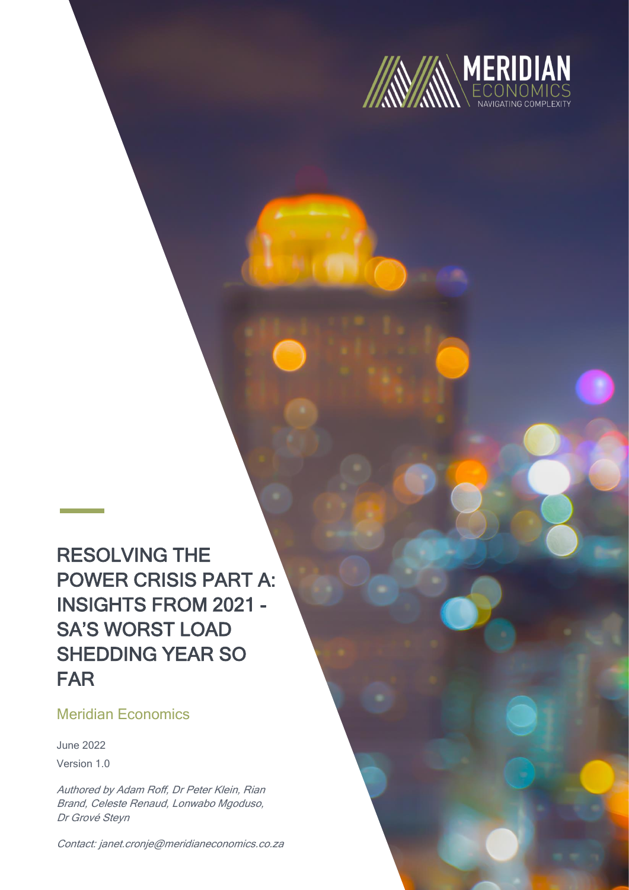MERIDIAN
ECONOMICS
NAVIGATING COMPLEXITY

# RESOLVING THE POWER CRISIS PART A: INSIGHTS FROM 2021 - SA'S WORST LOAD SHEDDING YEAR SO FAR

## Meridian Economics

June 2022

Version 1.0

*Authored by Adam Roff, Dr Peter Klein, Rian Brand, Celeste Renaud, Lonwabo Mgoduso, Dr Grové Steyn*

*Contact: janet.cronje@meridianeconomics.co.za*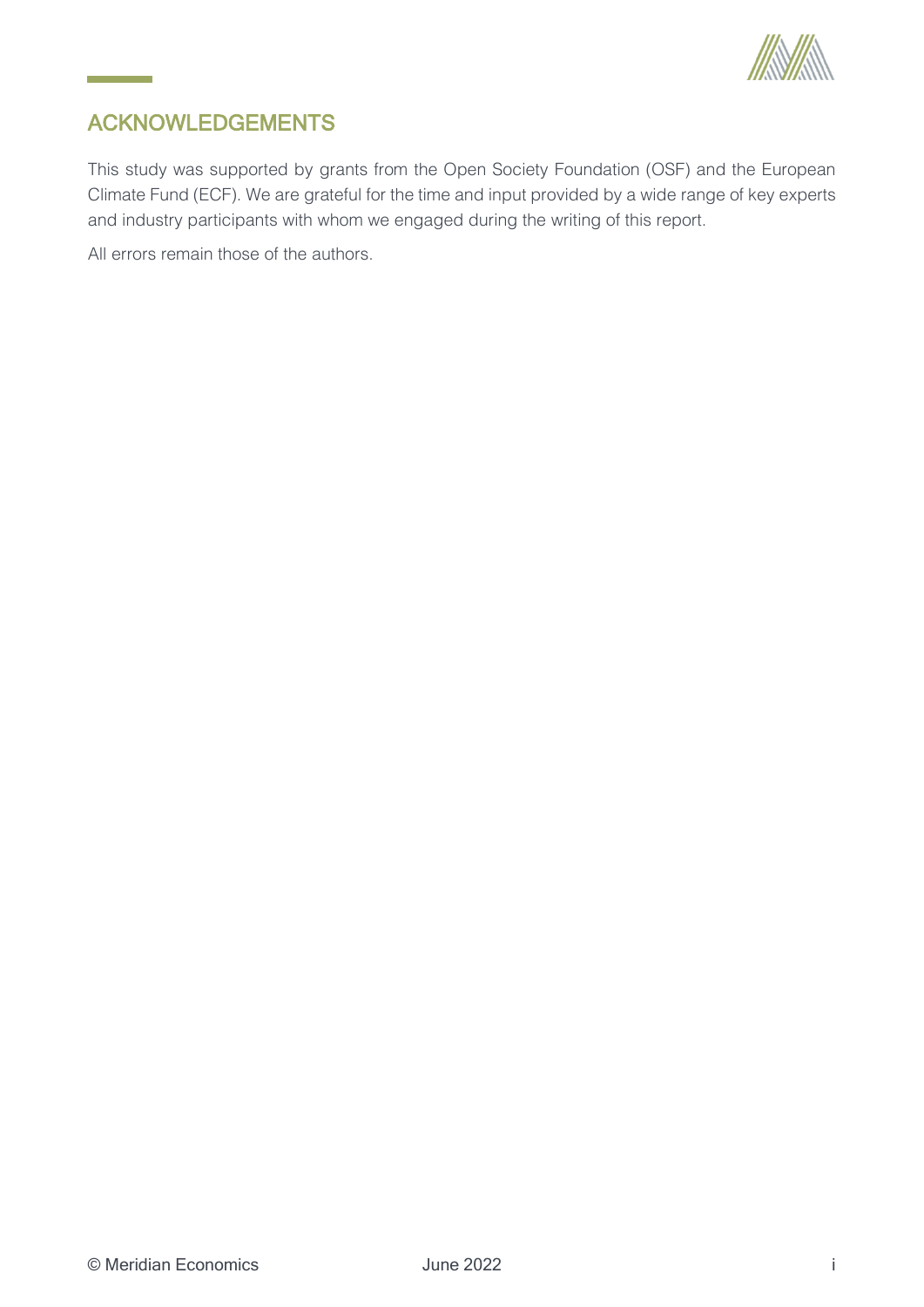## ACKNOWLEDGEMENTS

This study was supported by grants from the Open Society Foundation (OSF) and the European Climate Fund (ECF). We are grateful for the time and input provided by a wide range of key experts and industry participants with whom we engaged during the writing of this report.

All errors remain those of the authors.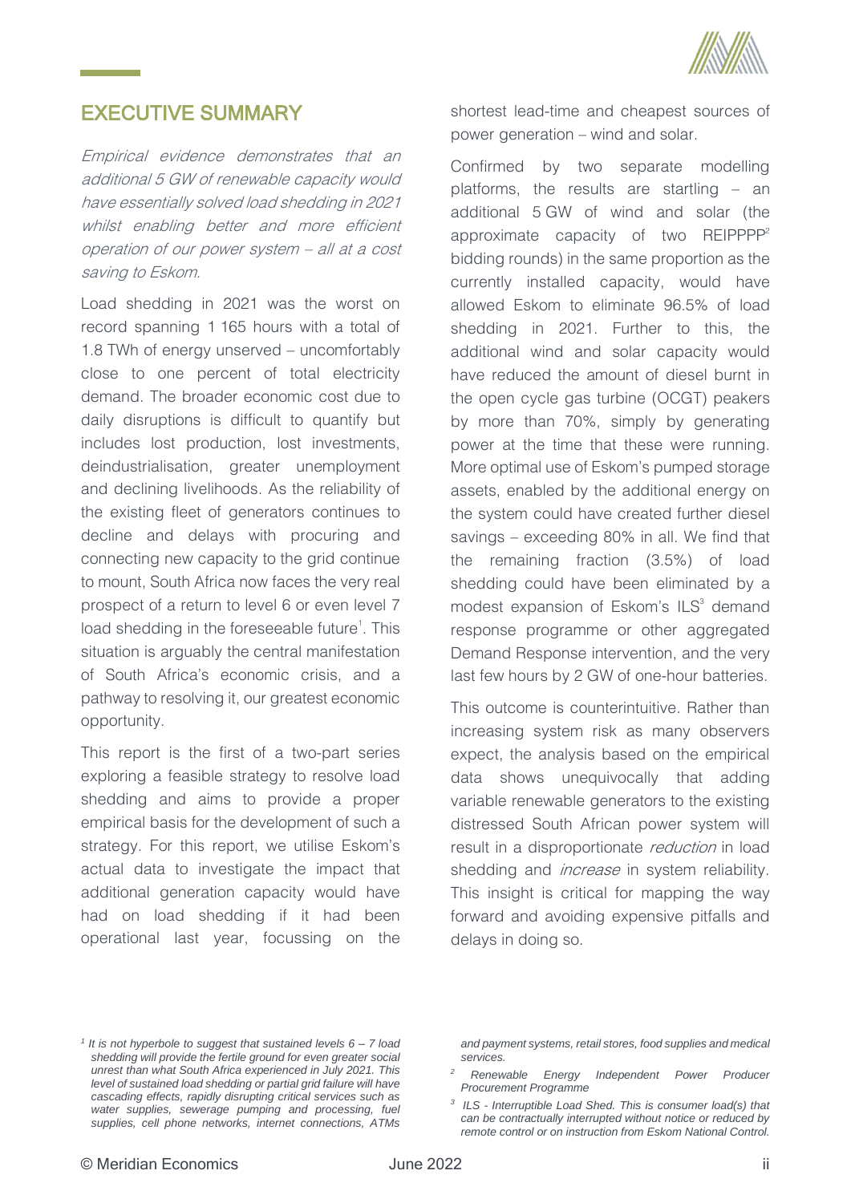## EXECUTIVE SUMMARY

*Empirical evidence demonstrates that an additional 5 GW of renewable capacity would have essentially solved load shedding in 2021 whilst enabling better and more efficient operation of our power system – all at a cost saving to Eskom.*

Load shedding in 2021 was the worst on record spanning 1 165 hours with a total of 1.8 TWh of energy unserved – uncomfortably close to one percent of total electricity demand. The broader economic cost due to daily disruptions is difficult to quantify but includes lost production, lost investments, deindustrialisation, greater unemployment and declining livelihoods. As the reliability of the existing fleet of generators continues to decline and delays with procuring and connecting new capacity to the grid continue to mount, South Africa now faces the very real prospect of a return to level 6 or even level 7 load shedding in the foreseeable future[1]. This situation is arguably the central manifestation of South Africa's economic crisis, and a pathway to resolving it, our greatest economic opportunity.

This report is the first of a two-part series exploring a feasible strategy to resolve load shedding and aims to provide a proper empirical basis for the development of such a strategy. For this report, we utilise Eskom's actual data to investigate the impact that additional generation capacity would have had on load shedding if it had been operational last year, focussing on the shortest lead-time and cheapest sources of power generation – wind and solar.

Confirmed by two separate modelling platforms, the results are startling – an additional 5 GW of wind and solar (the approximate capacity of two REIPPPP[2] bidding rounds) in the same proportion as the currently installed capacity, would have allowed Eskom to eliminate 96.5% of load shedding in 2021. Further to this, the additional wind and solar capacity would have reduced the amount of diesel burnt in the open cycle gas turbine (OCGT) peakers by more than 70%, simply by generating power at the time that these were running. More optimal use of Eskom's pumped storage assets, enabled by the additional energy on the system could have created further diesel savings – exceeding 80% in all. We find that the remaining fraction (3.5%) of load shedding could have been eliminated by a modest expansion of Eskom's ILS[3] demand response programme or other aggregated Demand Response intervention, and the very last few hours by 2 GW of one-hour batteries.

This outcome is counterintuitive. Rather than increasing system risk as many observers expect, the analysis based on the empirical data shows unequivocally that adding variable renewable generators to the existing distressed South African power system will result in a disproportionate *reduction* in load shedding and *increase* in system reliability. This insight is critical for mapping the way forward and avoiding expensive pitfalls and delays in doing so.

---

[1] *It is not hyperbole to suggest that sustained levels 6 – 7 load shedding will provide the fertile ground for even greater social unrest than what South Africa experienced in July 2021. This level of sustained load shedding or partial grid failure will have cascading effects, rapidly disrupting critical services such as water supplies, sewerage pumping and processing, fuel supplies, cell phone networks, internet connections, ATMs and payment systems, retail stores, food supplies and medical services.*

[2] *Renewable Energy Independent Power Producer Procurement Programme*

[3] *ILS - Interruptible Load Shed. This is consumer load(s) that can be contractually interrupted without notice or reduced by remote control or on instruction from Eskom National Control.*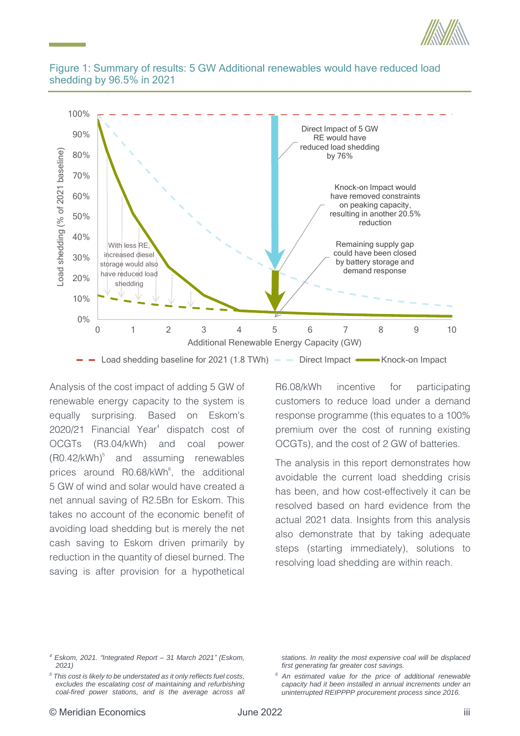Figure 1: Summary of results: 5 GW Additional renewables would have reduced load shedding by 96.5% in 2021

Analysis of the cost impact of adding 5 GW of renewable energy capacity to the system is equally surprising. Based on Eskom's 2020/21 Financial Year[4] dispatch cost of OCGTs (R3.04/kWh) and coal power (R0.42/kWh)[5] and assuming renewables prices around R0.68/kWh[6], the additional 5 GW of wind and solar would have created a net annual saving of R2.5Bn for Eskom. This takes no account of the economic benefit of avoiding load shedding but is merely the net cash saving to Eskom driven primarily by reduction in the quantity of diesel burned. The saving is after provision for a hypothetical R6.08/kWh incentive for participating customers to reduce load under a demand response programme (this equates to a 100% premium over the cost of running existing OCGTs), and the cost of 2 GW of batteries.

The analysis in this report demonstrates how avoidable the current load shedding crisis has been, and how cost-effectively it can be resolved based on hard evidence from the actual 2021 data. Insights from this analysis also demonstrate that by taking adequate steps (starting immediately), solutions to resolving load shedding are within reach.

---

[4] Eskom, 2021. "Integrated Report – 31 March 2021" (Eskom, 2021)

[5] This cost is likely to be understated as it only reflects fuel costs, excludes the escalating cost of maintaining and refurbishing coal-fired power stations, and is the average across all stations. In reality the most expensive coal will be displaced first generating far greater cost savings.

[6] An estimated value for the price of additional renewable capacity had it been installed in annual increments under an uninterrupted REIPPPP procurement process since 2016.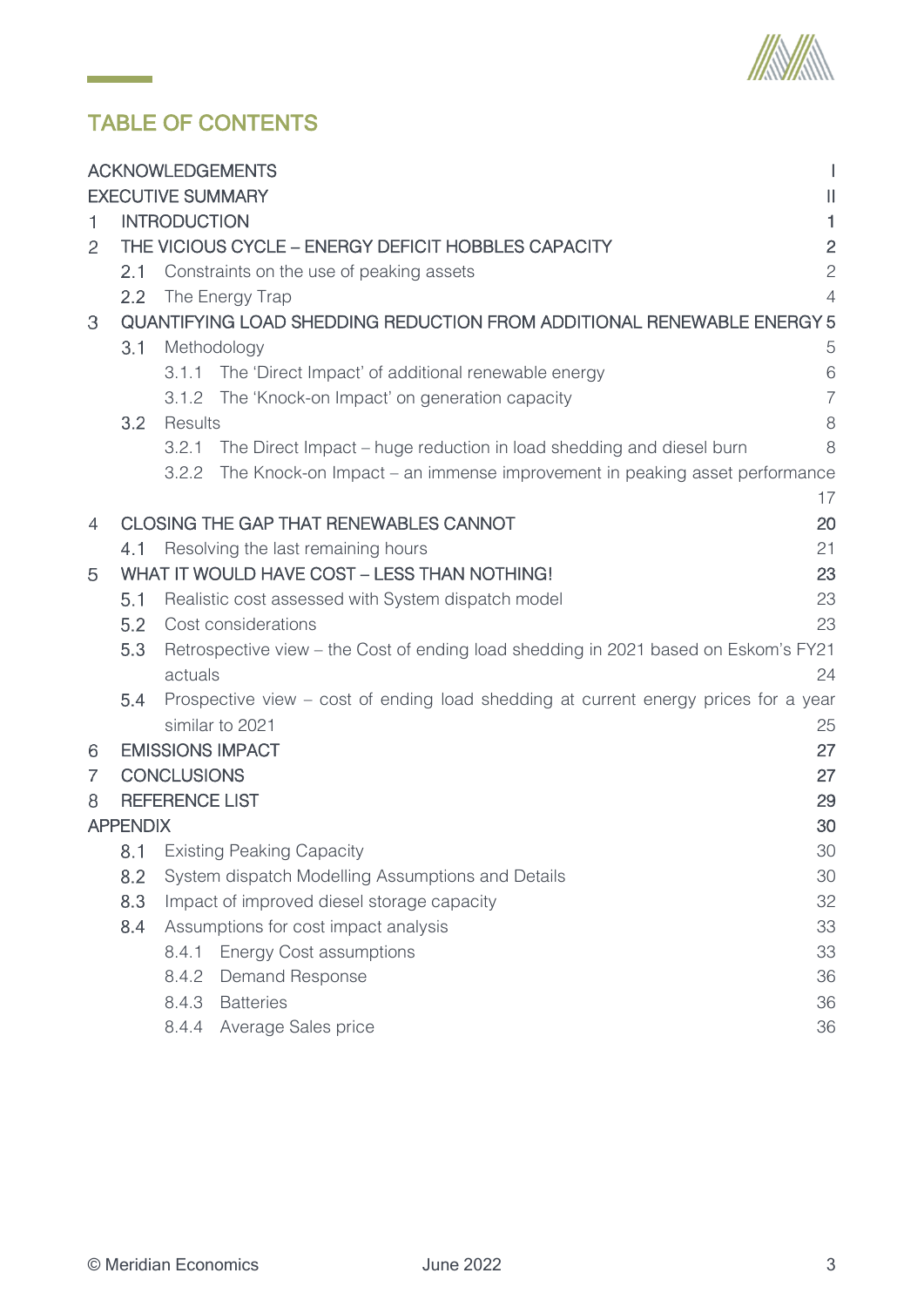# TABLE OF CONTENTS

- ACKNOWLEDGEMENTS ... I
- EXECUTIVE SUMMARY ... II
- 1 INTRODUCTION ... 1
- 2 THE VICIOUS CYCLE – ENERGY DEFICIT HOBBLES CAPACITY ... 2
  - 2.1 Constraints on the use of peaking assets ... 2
  - 2.2 The Energy Trap ... 4
- 3 QUANTIFYING LOAD SHEDDING REDUCTION FROM ADDITIONAL RENEWABLE ENERGY ... 5
  - 3.1 Methodology ... 5
    - 3.1.1 The 'Direct Impact' of additional renewable energy ... 6
    - 3.1.2 The 'Knock-on Impact' on generation capacity ... 7
  - 3.2 Results ... 8
    - 3.2.1 The Direct Impact – huge reduction in load shedding and diesel burn ... 8
    - 3.2.2 The Knock-on Impact – an immense improvement in peaking asset performance ... 17
- 4 CLOSING THE GAP THAT RENEWABLES CANNOT ... 20
  - 4.1 Resolving the last remaining hours ... 21
- 5 WHAT IT WOULD HAVE COST – LESS THAN NOTHING! ... 23
  - 5.1 Realistic cost assessed with System dispatch model ... 23
  - 5.2 Cost considerations ... 23
  - 5.3 Retrospective view – the Cost of ending load shedding in 2021 based on Eskom's FY21 actuals ... 24
  - 5.4 Prospective view – cost of ending load shedding at current energy prices for a year similar to 2021 ... 25
- 6 EMISSIONS IMPACT ... 27
- 7 CONCLUSIONS ... 27
- 8 REFERENCE LIST ... 29
- APPENDIX ... 30
  - 8.1 Existing Peaking Capacity ... 30
  - 8.2 System dispatch Modelling Assumptions and Details ... 30
  - 8.3 Impact of improved diesel storage capacity ... 32
  - 8.4 Assumptions for cost impact analysis ... 33
    - 8.4.1 Energy Cost assumptions ... 33
    - 8.4.2 Demand Response ... 36
    - 8.4.3 Batteries ... 36
    - 8.4.4 Average Sales price ... 36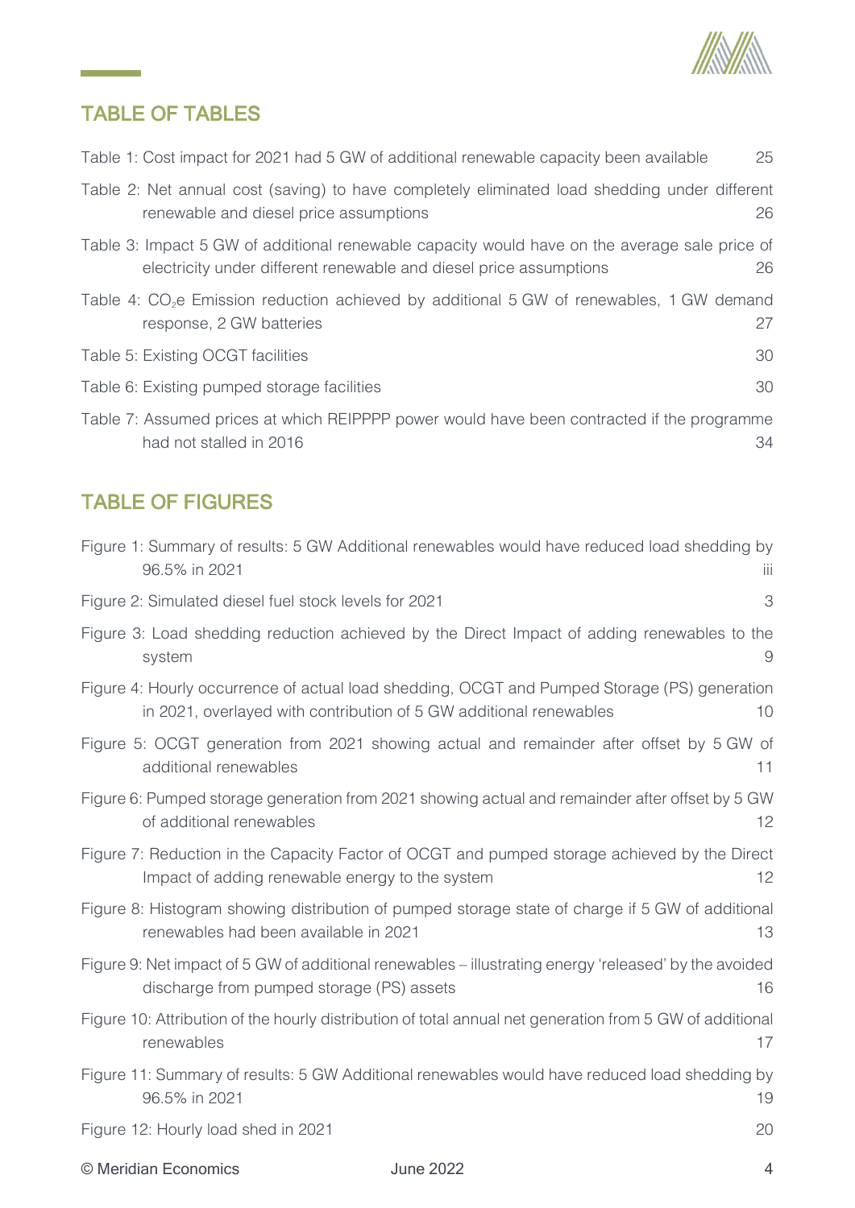## TABLE OF TABLES

Table 1: Cost impact for 2021 had 5 GW of additional renewable capacity been available 25

Table 2: Net annual cost (saving) to have completely eliminated load shedding under different renewable and diesel price assumptions 26

Table 3: Impact 5 GW of additional renewable capacity would have on the average sale price of electricity under different renewable and diesel price assumptions 26

Table 4: $CO_2$e Emission reduction achieved by additional 5 GW of renewables, 1 GW demand response, 2 GW batteries 27

Table 5: Existing OCGT facilities 30

Table 6: Existing pumped storage facilities 30

Table 7: Assumed prices at which REIPPPP power would have been contracted if the programme had not stalled in 2016 34

## TABLE OF FIGURES

Figure 1: Summary of results: 5 GW Additional renewables would have reduced load shedding by 96.5% in 2021 iii

Figure 2: Simulated diesel fuel stock levels for 2021 3

Figure 3: Load shedding reduction achieved by the Direct Impact of adding renewables to the system 9

Figure 4: Hourly occurrence of actual load shedding, OCGT and Pumped Storage (PS) generation in 2021, overlayed with contribution of 5 GW additional renewables 10

Figure 5: OCGT generation from 2021 showing actual and remainder after offset by 5 GW of additional renewables 11

Figure 6: Pumped storage generation from 2021 showing actual and remainder after offset by 5 GW of additional renewables 12

Figure 7: Reduction in the Capacity Factor of OCGT and pumped storage achieved by the Direct Impact of adding renewable energy to the system 12

Figure 8: Histogram showing distribution of pumped storage state of charge if 5 GW of additional renewables had been available in 2021 13

Figure 9: Net impact of 5 GW of additional renewables – illustrating energy 'released' by the avoided discharge from pumped storage (PS) assets 16

Figure 10: Attribution of the hourly distribution of total annual net generation from 5 GW of additional renewables 17

Figure 11: Summary of results: 5 GW Additional renewables would have reduced load shedding by 96.5% in 2021 19

Figure 12: Hourly load shed in 2021 20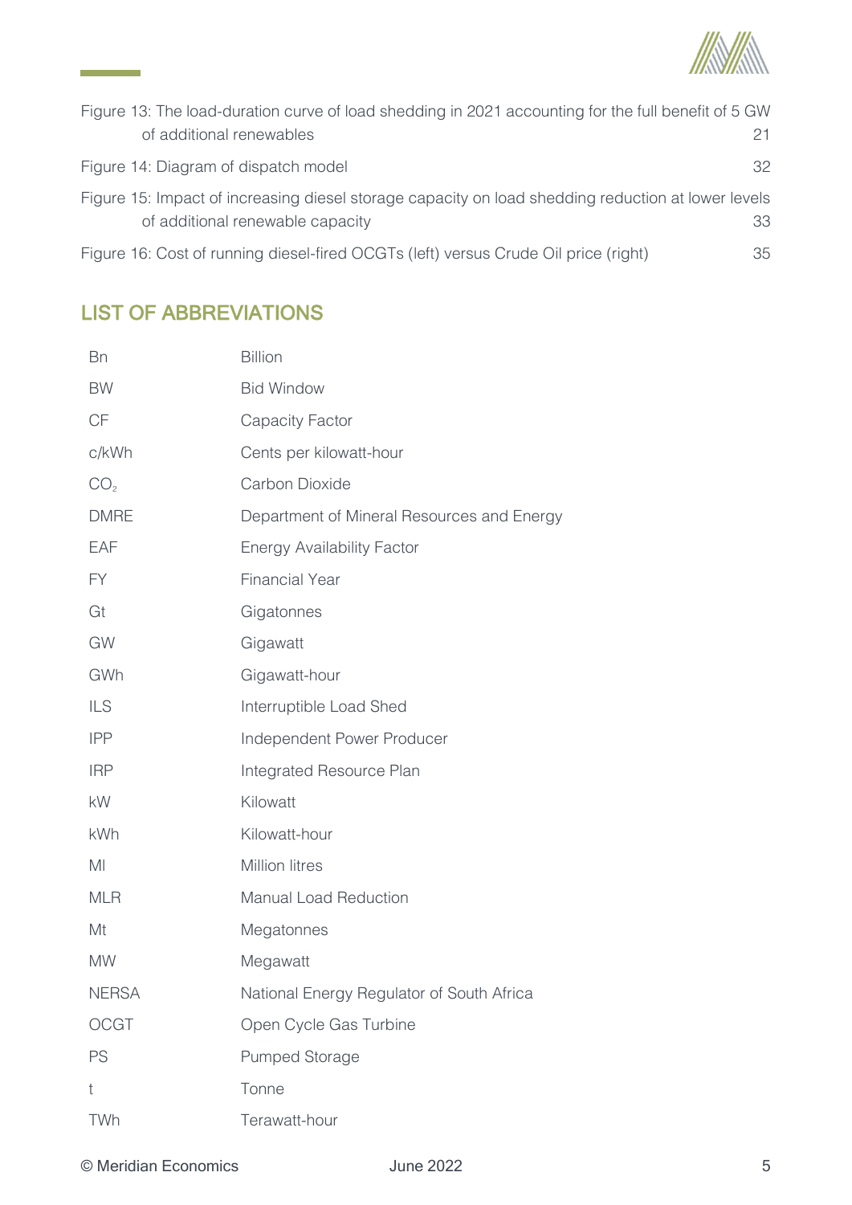Figure 13: The load-duration curve of load shedding in 2021 accounting for the full benefit of 5 GW of additional renewables 21

Figure 14: Diagram of dispatch model 32

Figure 15: Impact of increasing diesel storage capacity on load shedding reduction at lower levels of additional renewable capacity 33

Figure 16: Cost of running diesel-fired OCGTs (left) versus Crude Oil price (right) 35

## LIST OF ABBREVIATIONS

| | |
|---|---|
| Bn | Billion |
| BW | Bid Window |
| CF | Capacity Factor |
| c/kWh | Cents per kilowatt-hour |
| $CO_2$ | Carbon Dioxide |
| DMRE | Department of Mineral Resources and Energy |
| EAF | Energy Availability Factor |
| FY | Financial Year |
| Gt | Gigatonnes |
| GW | Gigawatt |
| GWh | Gigawatt-hour |
| ILS | Interruptible Load Shed |
| IPP | Independent Power Producer |
| IRP | Integrated Resource Plan |
| kW | Kilowatt |
| kWh | Kilowatt-hour |
| Ml | Million litres |
| MLR | Manual Load Reduction |
| Mt | Megatonnes |
| MW | Megawatt |
| NERSA | National Energy Regulator of South Africa |
| OCGT | Open Cycle Gas Turbine |
| PS | Pumped Storage |
| t | Tonne |
| TWh | Terawatt-hour |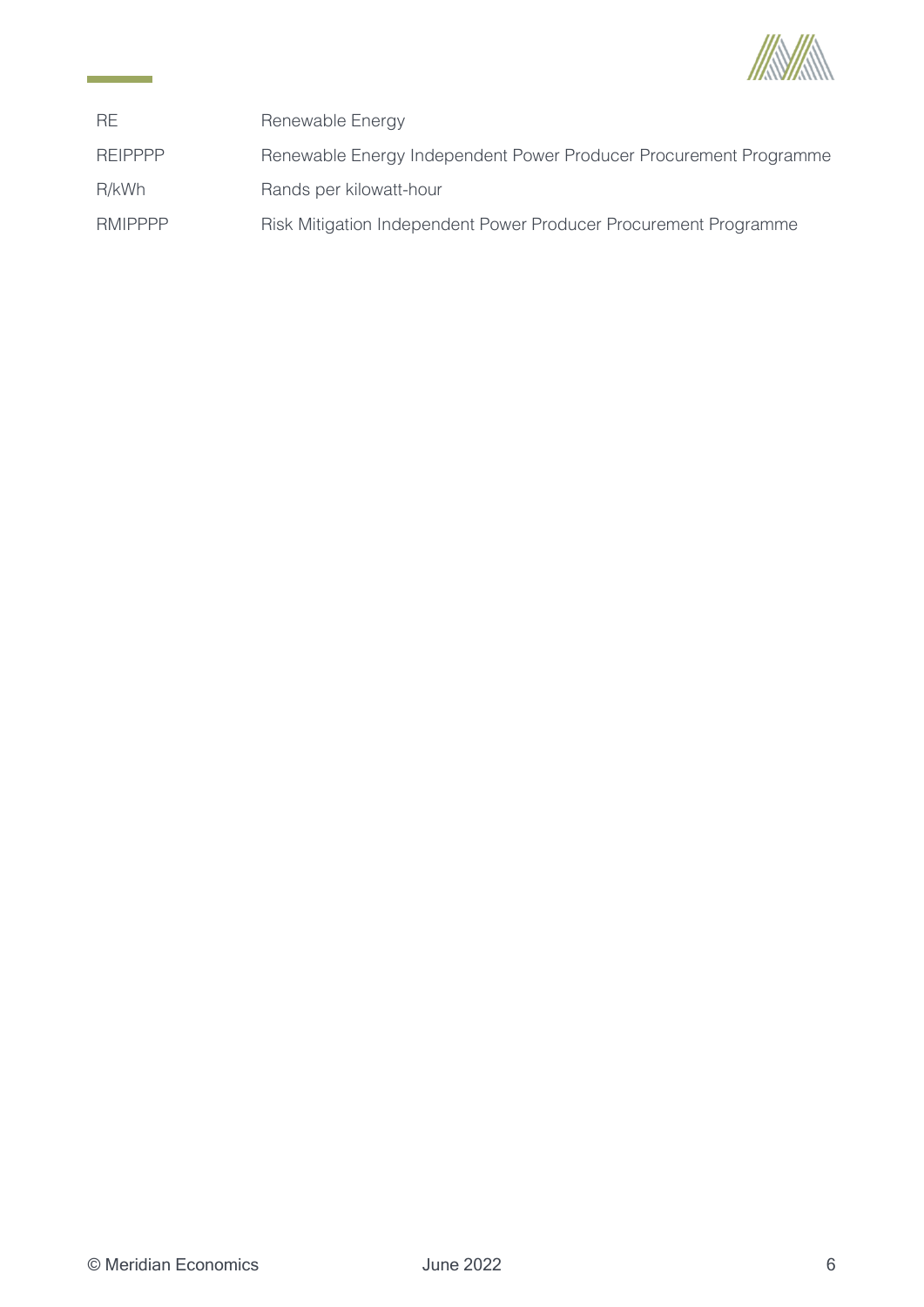| | |
|---|---|
| RE | Renewable Energy |
| REIPPPP | Renewable Energy Independent Power Producer Procurement Programme |
| R/kWh | Rands per kilowatt-hour |
| RMIPPPP | Risk Mitigation Independent Power Producer Procurement Programme |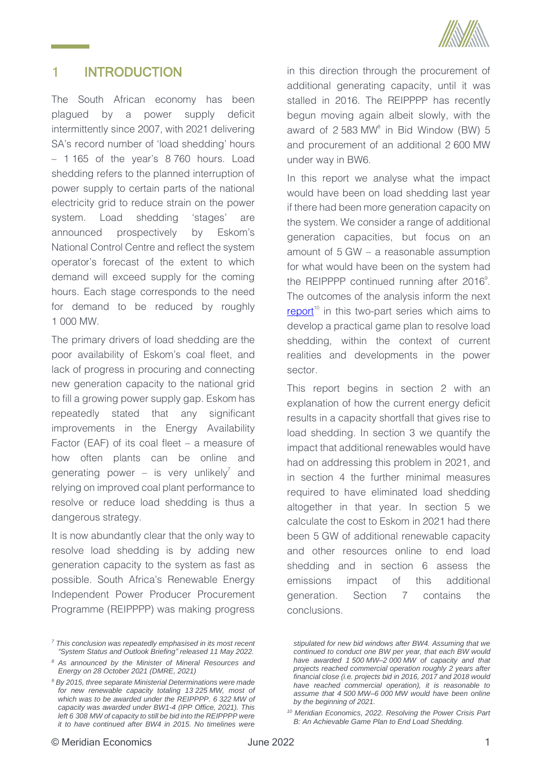# 1 INTRODUCTION

The South African economy has been plagued by a power supply deficit intermittently since 2007, with 2021 delivering SA's record number of 'load shedding' hours – 1 165 of the year's 8 760 hours. Load shedding refers to the planned interruption of power supply to certain parts of the national electricity grid to reduce strain on the power system. Load shedding 'stages' are announced prospectively by Eskom's National Control Centre and reflect the system operator's forecast of the extent to which demand will exceed supply for the coming hours. Each stage corresponds to the need for demand to be reduced by roughly 1 000 MW.

The primary drivers of load shedding are the poor availability of Eskom's coal fleet, and lack of progress in procuring and connecting new generation capacity to the national grid to fill a growing power supply gap. Eskom has repeatedly stated that any significant improvements in the Energy Availability Factor (EAF) of its coal fleet – a measure of how often plants can be online and generating power – is very unlikely[7] and relying on improved coal plant performance to resolve or reduce load shedding is thus a dangerous strategy.

It is now abundantly clear that the only way to resolve load shedding is by adding new generation capacity to the system as fast as possible. South Africa's Renewable Energy Independent Power Producer Procurement Programme (REIPPPP) was making progress in this direction through the procurement of additional generating capacity, until it was stalled in 2016. The REIPPPP has recently begun moving again albeit slowly, with the award of 2 583 MW[8] in Bid Window (BW) 5 and procurement of an additional 2 600 MW under way in BW6.

In this report we analyse what the impact would have been on load shedding last year if there had been more generation capacity on the system. We consider a range of additional generation capacities, but focus on an amount of 5 GW – a reasonable assumption for what would have been on the system had the REIPPPP continued running after 2016[9]. The outcomes of the analysis inform the next report[10] in this two-part series which aims to develop a practical game plan to resolve load shedding, within the context of current realities and developments in the power sector.

This report begins in section 2 with an explanation of how the current energy deficit results in a capacity shortfall that gives rise to load shedding. In section 3 we quantify the impact that additional renewables would have had on addressing this problem in 2021, and in section 4 the further minimal measures required to have eliminated load shedding altogether in that year. In section 5 we calculate the cost to Eskom in 2021 had there been 5 GW of additional renewable capacity and other resources online to end load shedding and in section 6 assess the emissions impact of this additional generation. Section 7 contains the conclusions.

---

*[7] This conclusion was repeatedly emphasised in its most recent "System Status and Outlook Briefing" released 11 May 2022.*

*[8] As announced by the Minister of Mineral Resources and Energy on 28 October 2021 (DMRE, 2021)*

*[9] By 2015, three separate Ministerial Determinations were made for new renewable capacity totaling 13 225 MW, most of which was to be awarded under the REIPPPP. 6 322 MW of capacity was awarded under BW1-4 (IPP Office, 2021). This left 6 308 MW of capacity to still be bid into the REIPPPP were it to have continued after BW4 in 2015. No timelines were stipulated for new bid windows after BW4. Assuming that we continued to conduct one BW per year, that each BW would have awarded 1 500 MW–2 000 MW of capacity and that projects reached commercial operation roughly 2 years after financial close (i.e. projects bid in 2016, 2017 and 2018 would have reached commercial operation), it is reasonable to assume that 4 500 MW–6 000 MW would have been online by the beginning of 2021.*

*[10] Meridian Economics, 2022. Resolving the Power Crisis Part B: An Achievable Game Plan to End Load Shedding.*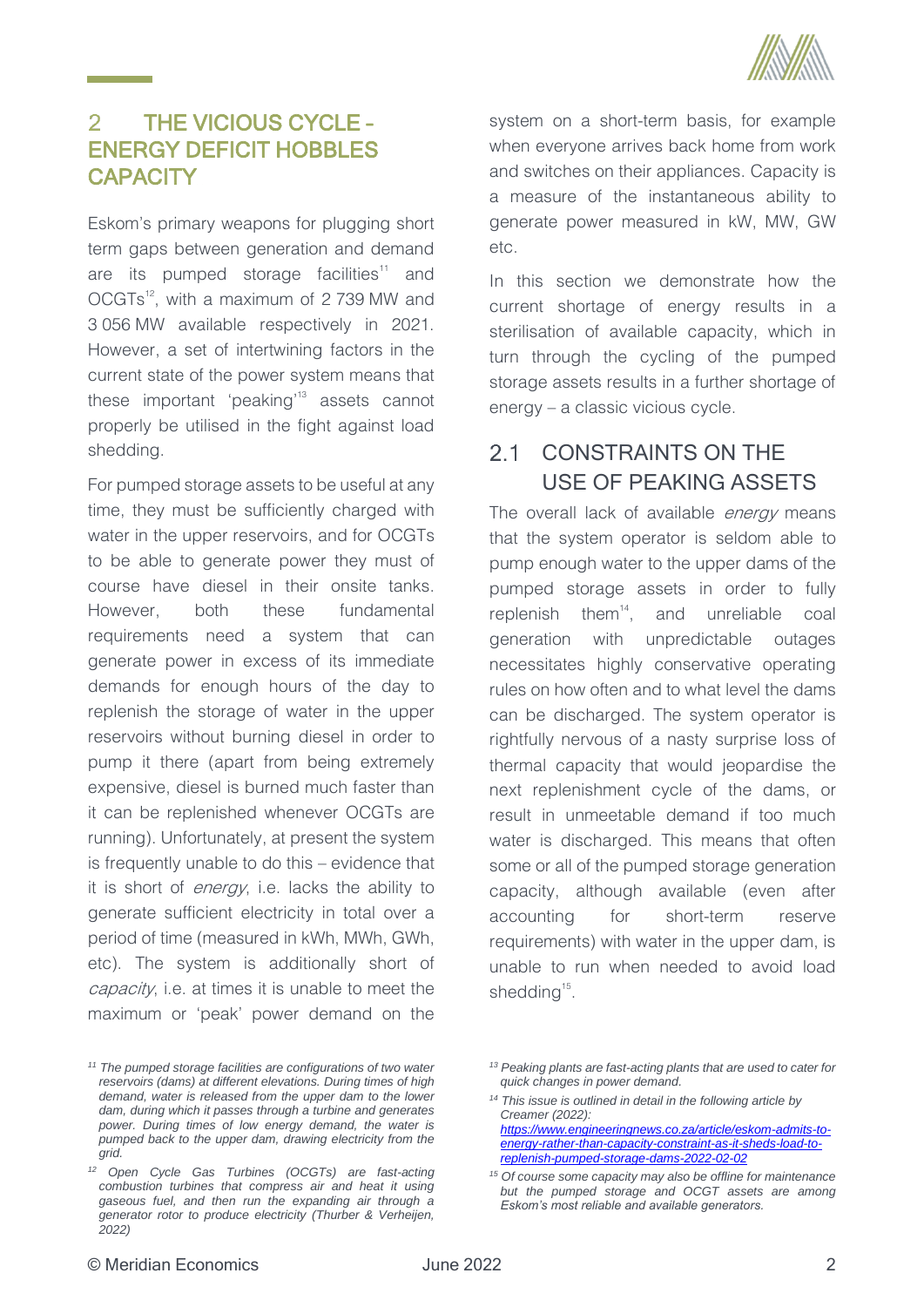## 2 THE VICIOUS CYCLE – ENERGY DEFICIT HOBBLES CAPACITY

Eskom's primary weapons for plugging short term gaps between generation and demand are its pumped storage facilities[11] and OCGTs[12], with a maximum of 2 739 MW and 3 056 MW available respectively in 2021. However, a set of intertwining factors in the current state of the power system means that these important 'peaking'[13] assets cannot properly be utilised in the fight against load shedding.

For pumped storage assets to be useful at any time, they must be sufficiently charged with water in the upper reservoirs, and for OCGTs to be able to generate power they must of course have diesel in their onsite tanks. However, both these fundamental requirements need a system that can generate power in excess of its immediate demands for enough hours of the day to replenish the storage of water in the upper reservoirs without burning diesel in order to pump it there (apart from being extremely expensive, diesel is burned much faster than it can be replenished whenever OCGTs are running). Unfortunately, at present the system is frequently unable to do this – evidence that it is short of *energy*, i.e. lacks the ability to generate sufficient electricity in total over a period of time (measured in kWh, MWh, GWh, etc). The system is additionally short of *capacity*, i.e. at times it is unable to meet the maximum or 'peak' power demand on the system on a short-term basis, for example when everyone arrives back home from work and switches on their appliances. Capacity is a measure of the instantaneous ability to generate power measured in kW, MW, GW etc.

In this section we demonstrate how the current shortage of energy results in a sterilisation of available capacity, which in turn through the cycling of the pumped storage assets results in a further shortage of energy – a classic vicious cycle.

### 2.1 CONSTRAINTS ON THE USE OF PEAKING ASSETS

The overall lack of available *energy* means that the system operator is seldom able to pump enough water to the upper dams of the pumped storage assets in order to fully replenish them[14], and unreliable coal generation with unpredictable outages necessitates highly conservative operating rules on how often and to what level the dams can be discharged. The system operator is rightfully nervous of a nasty surprise loss of thermal capacity that would jeopardise the next replenishment cycle of the dams, or result in unmeetable demand if too much water is discharged. This means that often some or all of the pumped storage generation capacity, although available (even after accounting for short-term reserve requirements) with water in the upper dam, is unable to run when needed to avoid load shedding[15].

---

*[11] The pumped storage facilities are configurations of two water reservoirs (dams) at different elevations. During times of high demand, water is released from the upper dam to the lower dam, during which it passes through a turbine and generates power. During times of low energy demand, the water is pumped back to the upper dam, drawing electricity from the grid.*

*[12] Open Cycle Gas Turbines (OCGTs) are fast-acting combustion turbines that compress air and heat it using gaseous fuel, and then run the expanding air through a generator rotor to produce electricity (Thurber & Verheijen, 2022)*

*[13] Peaking plants are fast-acting plants that are used to cater for quick changes in power demand.*

*[14] This issue is outlined in detail in the following article by Creamer (2022): [https://www.engineeringnews.co.za/article/eskom-admits-to-energy-rather-than-capacity-constraint-as-it-sheds-load-to-replenish-pumped-storage-dams-2022-02-02](https://www.engineeringnews.co.za/article/eskom-admits-to-energy-rather-than-capacity-constraint-as-it-sheds-load-to-replenish-pumped-storage-dams-2022-02-02)*

*[15] Of course some capacity may also be offline for maintenance but the pumped storage and OCGT assets are among Eskom's most reliable and available generators.*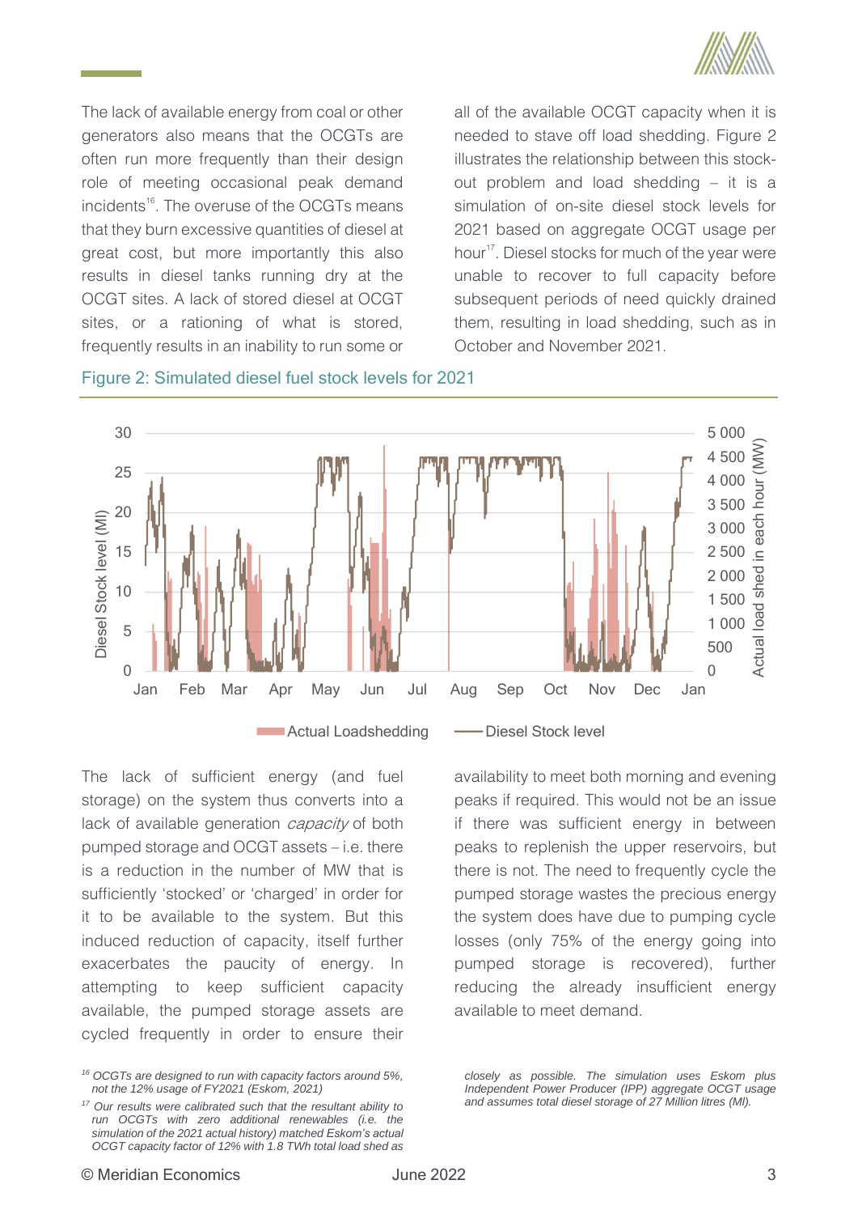The lack of available energy from coal or other generators also means that the OCGTs are often run more frequently than their design role of meeting occasional peak demand incidents[16]. The overuse of the OCGTs means that they burn excessive quantities of diesel at great cost, but more importantly this also results in diesel tanks running dry at the OCGT sites. A lack of stored diesel at OCGT sites, or a rationing of what is stored, frequently results in an inability to run some or all of the available OCGT capacity when it is needed to stave off load shedding. Figure 2 illustrates the relationship between this stock-out problem and load shedding – it is a simulation of on-site diesel stock levels for 2021 based on aggregate OCGT usage per hour[17]. Diesel stocks for much of the year were unable to recover to full capacity before subsequent periods of need quickly drained them, resulting in load shedding, such as in October and November 2021.

Figure 2: Simulated diesel fuel stock levels for 2021

The lack of sufficient energy (and fuel storage) on the system thus converts into a lack of available generation *capacity* of both pumped storage and OCGT assets – i.e. there is a reduction in the number of MW that is sufficiently 'stocked' or 'charged' in order for it to be available to the system. But this induced reduction of capacity, itself further exacerbates the paucity of energy. In attempting to keep sufficient capacity available, the pumped storage assets are cycled frequently in order to ensure their availability to meet both morning and evening peaks if required. This would not be an issue if there was sufficient energy in between peaks to replenish the upper reservoirs, but there is not. The need to frequently cycle the pumped storage wastes the precious energy the system does have due to pumping cycle losses (only 75% of the energy going into pumped storage is recovered), further reducing the already insufficient energy available to meet demand.

---

*[16] OCGTs are designed to run with capacity factors around 5%, not the 12% usage of FY2021 (Eskom, 2021)*

*[17] Our results were calibrated such that the resultant ability to run OCGTs with zero additional renewables (i.e. the simulation of the 2021 actual history) matched Eskom's actual OCGT capacity factor of 12% with 1.8 TWh total load shed as closely as possible. The simulation uses Eskom plus Independent Power Producer (IPP) aggregate OCGT usage and assumes total diesel storage of 27 Million litres (Ml).*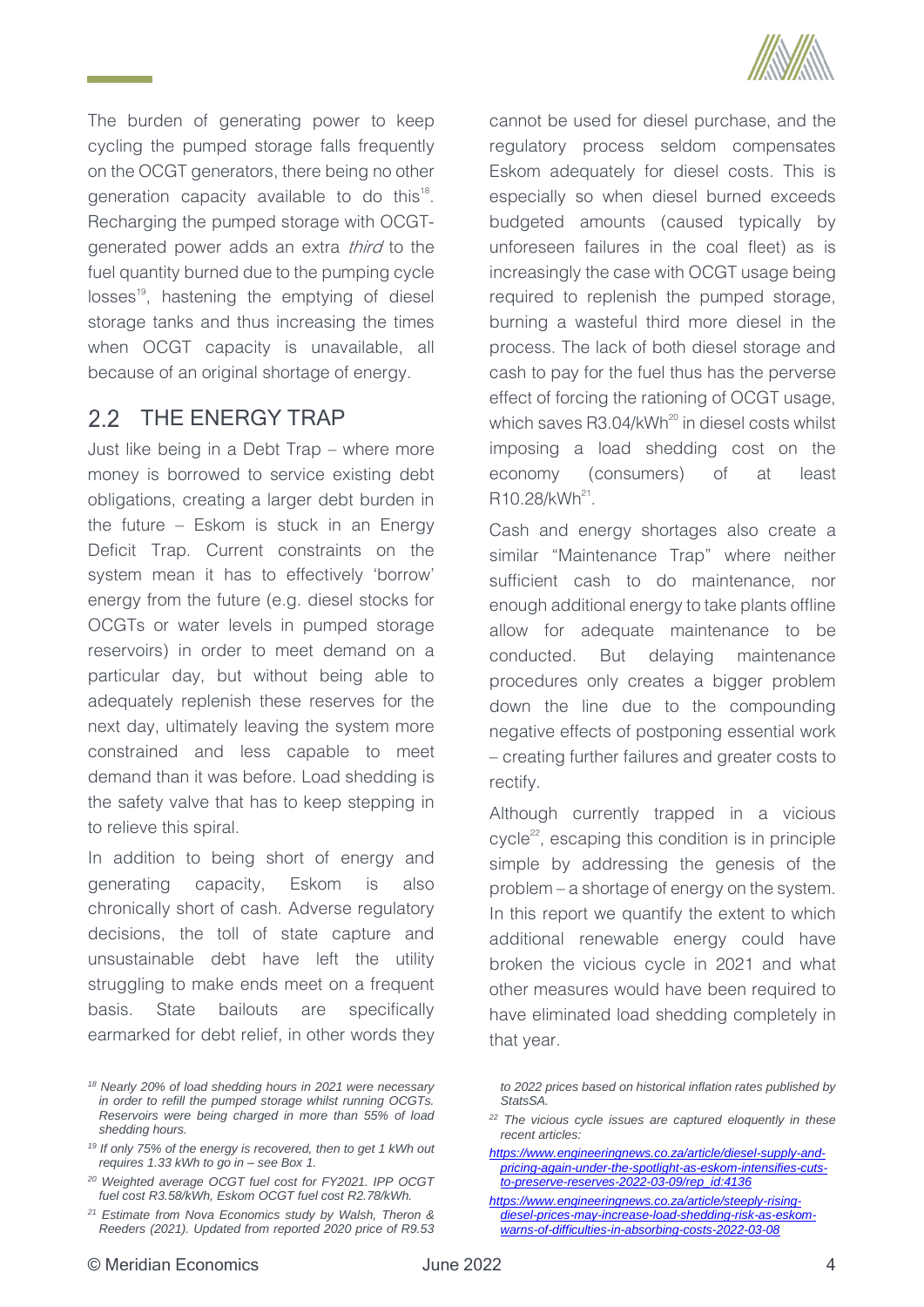The burden of generating power to keep cycling the pumped storage falls frequently on the OCGT generators, there being no other generation capacity available to do this[18]. Recharging the pumped storage with OCGT-generated power adds an extra *third* to the fuel quantity burned due to the pumping cycle losses[19], hastening the emptying of diesel storage tanks and thus increasing the times when OCGT capacity is unavailable, all because of an original shortage of energy.

## 2.2 THE ENERGY TRAP

Just like being in a Debt Trap – where more money is borrowed to service existing debt obligations, creating a larger debt burden in the future – Eskom is stuck in an Energy Deficit Trap. Current constraints on the system mean it has to effectively 'borrow' energy from the future (e.g. diesel stocks for OCGTs or water levels in pumped storage reservoirs) in order to meet demand on a particular day, but without being able to adequately replenish these reserves for the next day, ultimately leaving the system more constrained and less capable to meet demand than it was before. Load shedding is the safety valve that has to keep stepping in to relieve this spiral.

In addition to being short of energy and generating capacity, Eskom is also chronically short of cash. Adverse regulatory decisions, the toll of state capture and unsustainable debt have left the utility struggling to make ends meet on a frequent basis. State bailouts are specifically earmarked for debt relief, in other words they cannot be used for diesel purchase, and the regulatory process seldom compensates Eskom adequately for diesel costs. This is especially so when diesel burned exceeds budgeted amounts (caused typically by unforeseen failures in the coal fleet) as is increasingly the case with OCGT usage being required to replenish the pumped storage, burning a wasteful third more diesel in the process. The lack of both diesel storage and cash to pay for the fuel thus has the perverse effect of forcing the rationing of OCGT usage, which saves R3.04/kWh[20] in diesel costs whilst imposing a load shedding cost on the economy (consumers) of at least R10.28/kWh[21].

Cash and energy shortages also create a similar "Maintenance Trap" where neither sufficient cash to do maintenance, nor enough additional energy to take plants offline allow for adequate maintenance to be conducted. But delaying maintenance procedures only creates a bigger problem down the line due to the compounding negative effects of postponing essential work – creating further failures and greater costs to rectify.

Although currently trapped in a vicious cycle[22], escaping this condition is in principle simple by addressing the genesis of the problem – a shortage of energy on the system. In this report we quantify the extent to which additional renewable energy could have broken the vicious cycle in 2021 and what other measures would have been required to have eliminated load shedding completely in that year.

---

[18] *Nearly 20% of load shedding hours in 2021 were necessary in order to refill the pumped storage whilst running OCGTs. Reservoirs were being charged in more than 55% of load shedding hours.*

[19] *If only 75% of the energy is recovered, then to get 1 kWh out requires 1.33 kWh to go in – see Box 1.*

[20] *Weighted average OCGT fuel cost for FY2021. IPP OCGT fuel cost R3.58/kWh, Eskom OCGT fuel cost R2.78/kWh.*

[21] *Estimate from Nova Economics study by Walsh, Theron & Reeders (2021). Updated from reported 2020 price of R9.53 to 2022 prices based on historical inflation rates published by StatsSA.*

[22] *The vicious cycle issues are captured eloquently in these recent articles:*

*https://www.engineeringnews.co.za/article/diesel-supply-and-pricing-again-under-the-spotlight-as-eskom-intensifies-cuts-to-preserve-reserves-2022-03-09/rep_id:4136*

*https://www.engineeringnews.co.za/article/steeply-rising-diesel-prices-may-increase-load-shedding-risk-as-eskom-warns-of-difficulties-in-absorbing-costs-2022-03-08*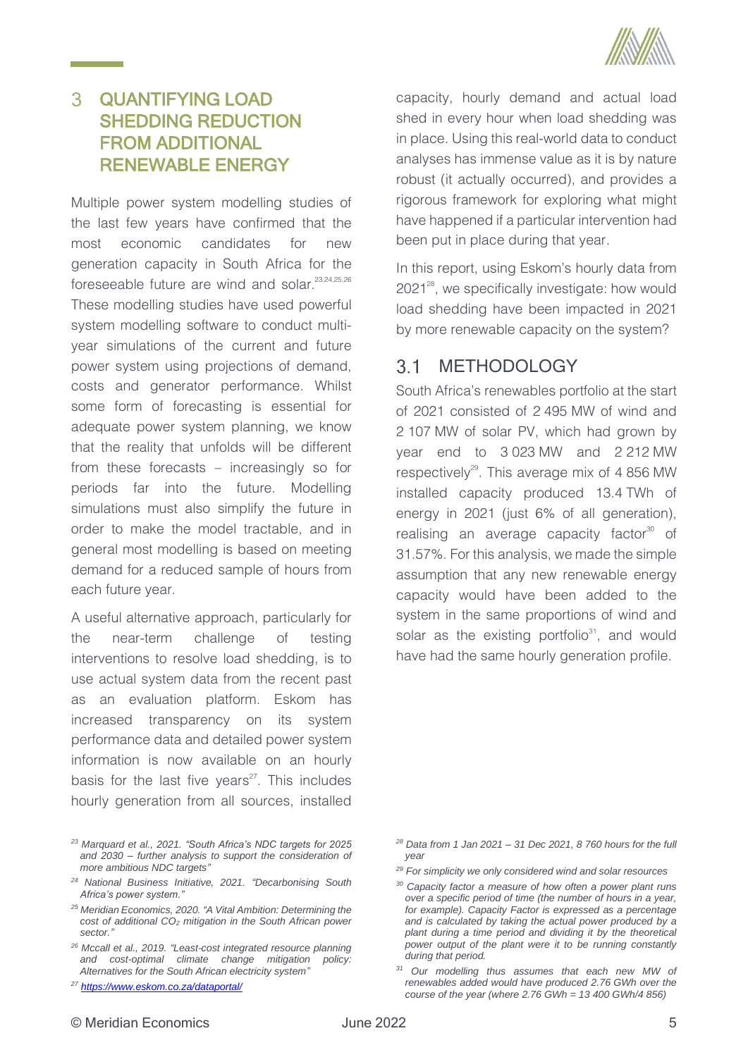## 3 QUANTIFYING LOAD SHEDDING REDUCTION FROM ADDITIONAL RENEWABLE ENERGY

Multiple power system modelling studies of the last few years have confirmed that the most economic candidates for new generation capacity in South Africa for the foreseeable future are wind and solar.[23,24,25,26] These modelling studies have used powerful system modelling software to conduct multi-year simulations of the current and future power system using projections of demand, costs and generator performance. Whilst some form of forecasting is essential for adequate power system planning, we know that the reality that unfolds will be different from these forecasts – increasingly so for periods far into the future. Modelling simulations must also simplify the future in order to make the model tractable, and in general most modelling is based on meeting demand for a reduced sample of hours from each future year.

A useful alternative approach, particularly for the near-term challenge of testing interventions to resolve load shedding, is to use actual system data from the recent past as an evaluation platform. Eskom has increased transparency on its system performance data and detailed power system information is now available on an hourly basis for the last five years[27]. This includes hourly generation from all sources, installed capacity, hourly demand and actual load shed in every hour when load shedding was in place. Using this real-world data to conduct analyses has immense value as it is by nature robust (it actually occurred), and provides a rigorous framework for exploring what might have happened if a particular intervention had been put in place during that year.

In this report, using Eskom's hourly data from 2021[28], we specifically investigate: how would load shedding have been impacted in 2021 by more renewable capacity on the system?

### 3.1 METHODOLOGY

South Africa's renewables portfolio at the start of 2021 consisted of 2 495 MW of wind and 2 107 MW of solar PV, which had grown by year end to 3 023 MW and 2 212 MW respectively[29]. This average mix of 4 856 MW installed capacity produced 13.4 TWh of energy in 2021 (just 6% of all generation), realising an average capacity factor[30] of 31.57%. For this analysis, we made the simple assumption that any new renewable energy capacity would have been added to the system in the same proportions of wind and solar as the existing portfolio[31], and would have had the same hourly generation profile.

---

[23] Marquard et al., 2021. "South Africa's NDC targets for 2025 and 2030 – further analysis to support the consideration of more ambitious NDC targets"

[24] National Business Initiative, 2021. "Decarbonising South Africa's power system."

[25] Meridian Economics, 2020. "A Vital Ambition: Determining the cost of additional $CO_2$ mitigation in the South African power sector."

[26] Mccall et al., 2019. "Least-cost integrated resource planning and cost-optimal climate change mitigation policy: Alternatives for the South African electricity system"

[27] https://www.eskom.co.za/dataportal/

[28] Data from 1 Jan 2021 – 31 Dec 2021, 8 760 hours for the full year

[29] For simplicity we only considered wind and solar resources

[30] Capacity factor a measure of how often a power plant runs over a specific period of time (the number of hours in a year, for example). Capacity Factor is expressed as a percentage and is calculated by taking the actual power produced by a plant during a time period and dividing it by the theoretical power output of the plant were it to be running constantly during that period.

[31] Our modelling thus assumes that each new MW of renewables added would have produced 2.76 GWh over the course of the year (where 2.76 GWh = 13 400 GWh/4 856)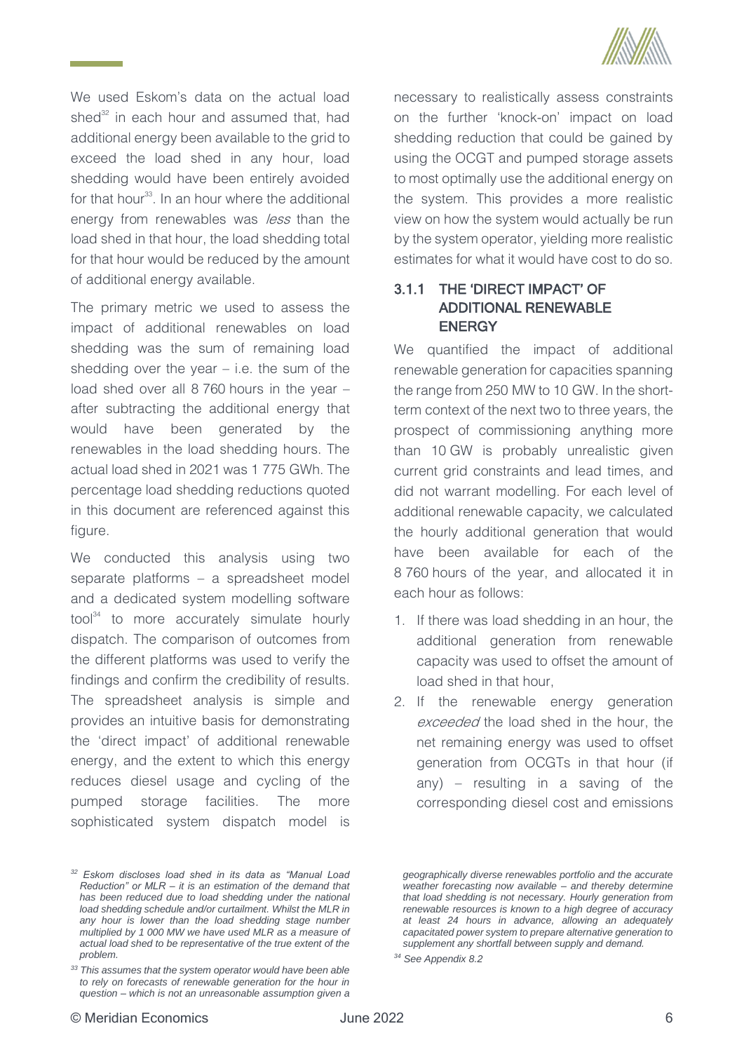We used Eskom's data on the actual load shed[32] in each hour and assumed that, had additional energy been available to the grid to exceed the load shed in any hour, load shedding would have been entirely avoided for that hour[33]. In an hour where the additional energy from renewables was *less* than the load shed in that hour, the load shedding total for that hour would be reduced by the amount of additional energy available.

The primary metric we used to assess the impact of additional renewables on load shedding was the sum of remaining load shedding over the year – i.e. the sum of the load shed over all 8 760 hours in the year – after subtracting the additional energy that would have been generated by the renewables in the load shedding hours. The actual load shed in 2021 was 1 775 GWh. The percentage load shedding reductions quoted in this document are referenced against this figure.

We conducted this analysis using two separate platforms – a spreadsheet model and a dedicated system modelling software tool[34] to more accurately simulate hourly dispatch. The comparison of outcomes from the different platforms was used to verify the findings and confirm the credibility of results. The spreadsheet analysis is simple and provides an intuitive basis for demonstrating the 'direct impact' of additional renewable energy, and the extent to which this energy reduces diesel usage and cycling of the pumped storage facilities. The more sophisticated system dispatch model is necessary to realistically assess constraints on the further 'knock-on' impact on load shedding reduction that could be gained by using the OCGT and pumped storage assets to most optimally use the additional energy on the system. This provides a more realistic view on how the system would actually be run by the system operator, yielding more realistic estimates for what it would have cost to do so.

### 3.1.1 THE 'DIRECT IMPACT' OF ADDITIONAL RENEWABLE ENERGY

We quantified the impact of additional renewable generation for capacities spanning the range from 250 MW to 10 GW. In the short-term context of the next two to three years, the prospect of commissioning anything more than 10 GW is probably unrealistic given current grid constraints and lead times, and did not warrant modelling. For each level of additional renewable capacity, we calculated the hourly additional generation that would have been available for each of the 8 760 hours of the year, and allocated it in each hour as follows:

1. If there was load shedding in an hour, the additional generation from renewable capacity was used to offset the amount of load shed in that hour,
2. If the renewable energy generation *exceeded* the load shed in the hour, the net remaining energy was used to offset generation from OCGTs in that hour (if any) – resulting in a saving of the corresponding diesel cost and emissions

---

[32] *Eskom discloses load shed in its data as "Manual Load Reduction" or MLR – it is an estimation of the demand that has been reduced due to load shedding under the national load shedding schedule and/or curtailment. Whilst the MLR in any hour is lower than the load shedding stage number multiplied by 1 000 MW we have used MLR as a measure of actual load shed to be representative of the true extent of the problem.*

[33] *This assumes that the system operator would have been able to rely on forecasts of renewable generation for the hour in question – which is not an unreasonable assumption given a geographically diverse renewables portfolio and the accurate weather forecasting now available – and thereby determine that load shedding is not necessary. Hourly generation from renewable resources is known to a high degree of accuracy at least 24 hours in advance, allowing an adequately capacitated power system to prepare alternative generation to supplement any shortfall between supply and demand.*

[34] *See Appendix 8.2*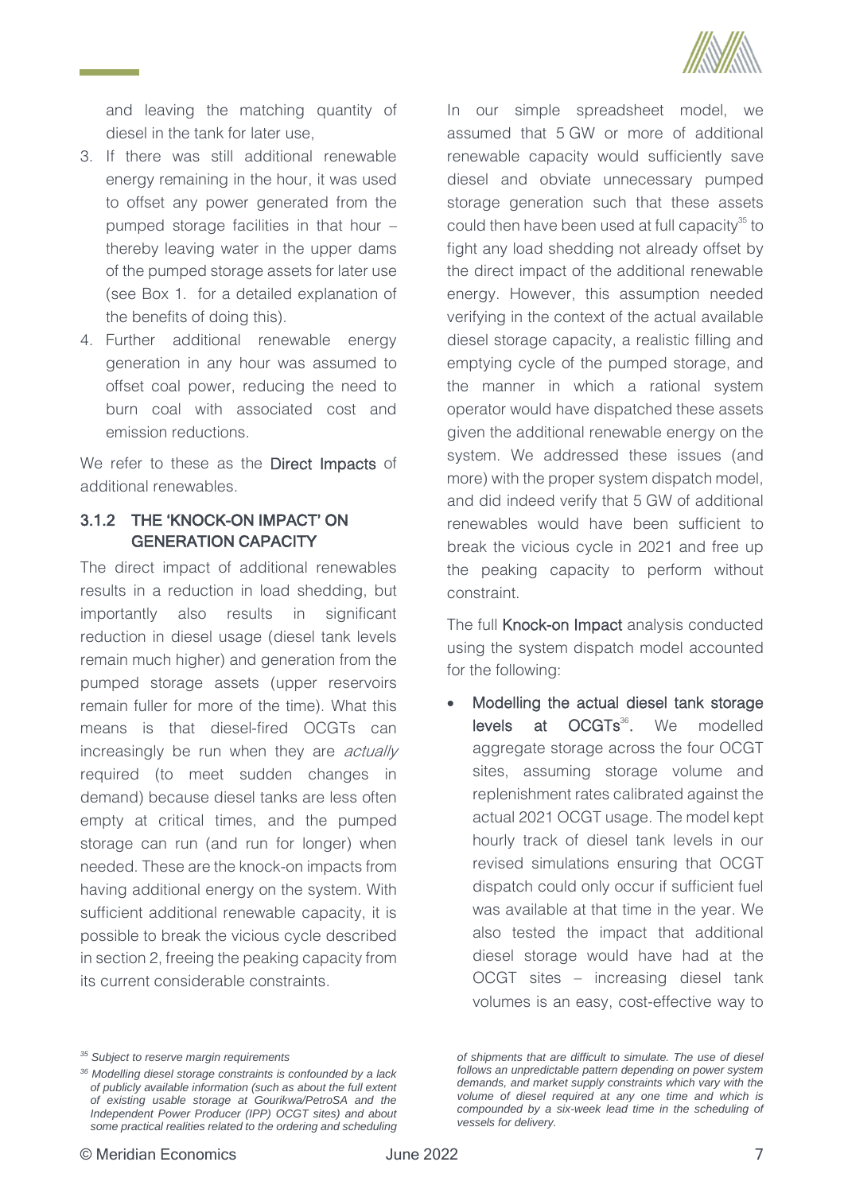and leaving the matching quantity of diesel in the tank for later use,

3. If there was still additional renewable energy remaining in the hour, it was used to offset any power generated from the pumped storage facilities in that hour – thereby leaving water in the upper dams of the pumped storage assets for later use (see Box 1. for a detailed explanation of the benefits of doing this).
4. Further additional renewable energy generation in any hour was assumed to offset coal power, reducing the need to burn coal with associated cost and emission reductions.

We refer to these as the **Direct Impacts** of additional renewables.

### 3.1.2 THE 'KNOCK-ON IMPACT' ON GENERATION CAPACITY

The direct impact of additional renewables results in a reduction in load shedding, but importantly also results in significant reduction in diesel usage (diesel tank levels remain much higher) and generation from the pumped storage assets (upper reservoirs remain fuller for more of the time). What this means is that diesel-fired OCGTs can increasingly be run when they are *actually* required (to meet sudden changes in demand) because diesel tanks are less often empty at critical times, and the pumped storage can run (and run for longer) when needed. These are the knock-on impacts from having additional energy on the system. With sufficient additional renewable capacity, it is possible to break the vicious cycle described in section 2, freeing the peaking capacity from its current considerable constraints.

In our simple spreadsheet model, we assumed that 5 GW or more of additional renewable capacity would sufficiently save diesel and obviate unnecessary pumped storage generation such that these assets could then have been used at full capacity[35] to fight any load shedding not already offset by the direct impact of the additional renewable energy. However, this assumption needed verifying in the context of the actual available diesel storage capacity, a realistic filling and emptying cycle of the pumped storage, and the manner in which a rational system operator would have dispatched these assets given the additional renewable energy on the system. We addressed these issues (and more) with the proper system dispatch model, and did indeed verify that 5 GW of additional renewables would have been sufficient to break the vicious cycle in 2021 and free up the peaking capacity to perform without constraint.

The full **Knock-on Impact** analysis conducted using the system dispatch model accounted for the following:

- **Modelling the actual diesel tank storage levels at OCGTs**[36]. We modelled aggregate storage across the four OCGT sites, assuming storage volume and replenishment rates calibrated against the actual 2021 OCGT usage. The model kept hourly track of diesel tank levels in our revised simulations ensuring that OCGT dispatch could only occur if sufficient fuel was available at that time in the year. We also tested the impact that additional diesel storage would have had at the OCGT sites – increasing diesel tank volumes is an easy, cost-effective way to

---

*[35] Subject to reserve margin requirements*

*[36] Modelling diesel storage constraints is confounded by a lack of publicly available information (such as about the full extent of existing usable storage at Gourikwa/PetroSA and the Independent Power Producer (IPP) OCGT sites) and about some practical realities related to the ordering and scheduling of shipments that are difficult to simulate. The use of diesel follows an unpredictable pattern depending on power system demands, and market supply constraints which vary with the volume of diesel required at any one time and which is compounded by a six-week lead time in the scheduling of vessels for delivery.*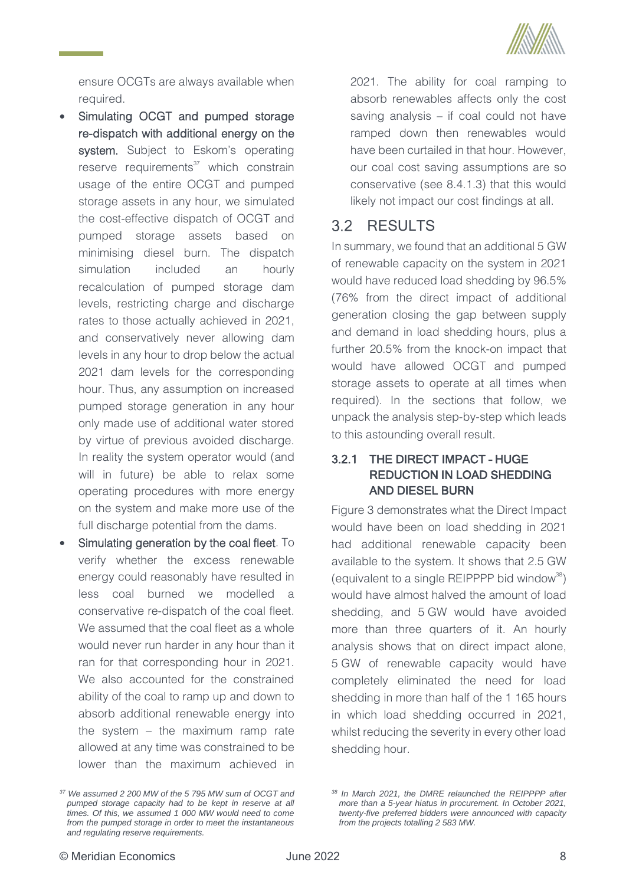ensure OCGTs are always available when required.

- **Simulating OCGT and pumped storage re-dispatch with additional energy on the system.** Subject to Eskom's operating reserve requirements[37] which constrain usage of the entire OCGT and pumped storage assets in any hour, we simulated the cost-effective dispatch of OCGT and pumped storage assets based on minimising diesel burn. The dispatch simulation included an hourly recalculation of pumped storage dam levels, restricting charge and discharge rates to those actually achieved in 2021, and conservatively never allowing dam levels in any hour to drop below the actual 2021 dam levels for the corresponding hour. Thus, any assumption on increased pumped storage generation in any hour only made use of additional water stored by virtue of previous avoided discharge. In reality the system operator would (and will in future) be able to relax some operating procedures with more energy on the system and make more use of the full discharge potential from the dams.
- **Simulating generation by the coal fleet**. To verify whether the excess renewable energy could reasonably have resulted in less coal burned we modelled a conservative re-dispatch of the coal fleet. We assumed that the coal fleet as a whole would never run harder in any hour than it ran for that corresponding hour in 2021. We also accounted for the constrained ability of the coal to ramp up and down to absorb additional renewable energy into the system – the maximum ramp rate allowed at any time was constrained to be lower than the maximum achieved in 2021. The ability for coal ramping to absorb renewables affects only the cost saving analysis – if coal could not have ramped down then renewables would have been curtailed in that hour. However, our coal cost saving assumptions are so conservative (see 8.4.1.3) that this would likely not impact our cost findings at all.

## 3.2 RESULTS

In summary, we found that an additional 5 GW of renewable capacity on the system in 2021 would have reduced load shedding by 96.5% (76% from the direct impact of additional generation closing the gap between supply and demand in load shedding hours, plus a further 20.5% from the knock-on impact that would have allowed OCGT and pumped storage assets to operate at all times when required). In the sections that follow, we unpack the analysis step-by-step which leads to this astounding overall result.

### 3.2.1 THE DIRECT IMPACT - HUGE REDUCTION IN LOAD SHEDDING AND DIESEL BURN

Figure 3 demonstrates what the Direct Impact would have been on load shedding in 2021 had additional renewable capacity been available to the system. It shows that 2.5 GW (equivalent to a single REIPPPP bid window[38]) would have almost halved the amount of load shedding, and 5 GW would have avoided more than three quarters of it. An hourly analysis shows that on direct impact alone, 5 GW of renewable capacity would have completely eliminated the need for load shedding in more than half of the 1 165 hours in which load shedding occurred in 2021, whilst reducing the severity in every other load shedding hour.

---

[37] *We assumed 2 200 MW of the 5 795 MW sum of OCGT and pumped storage capacity had to be kept in reserve at all times. Of this, we assumed 1 000 MW would need to come from the pumped storage in order to meet the instantaneous and regulating reserve requirements.*

[38] *In March 2021, the DMRE relaunched the REIPPPP after more than a 5-year hiatus in procurement. In October 2021, twenty-five preferred bidders were announced with capacity from the projects totalling 2 583 MW.*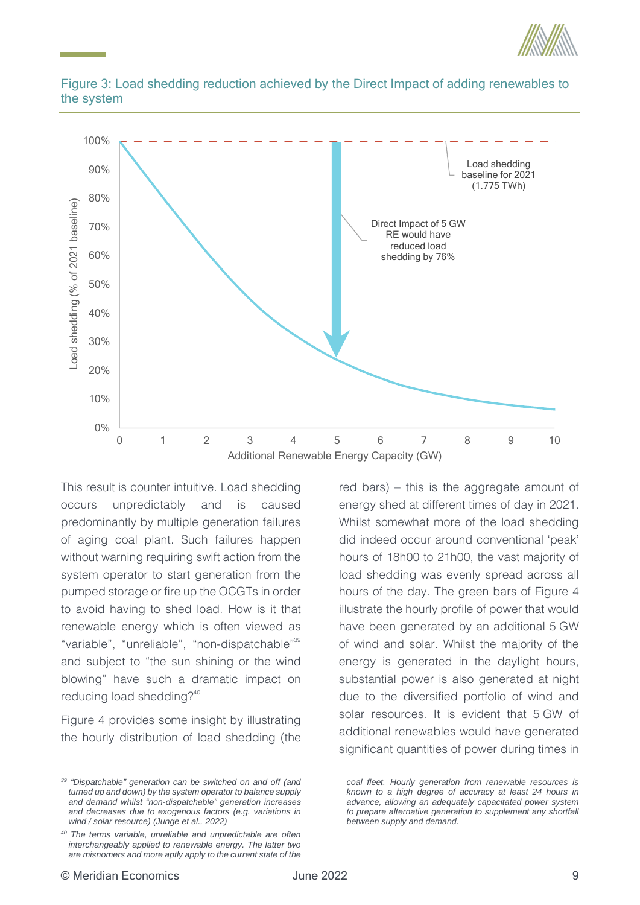Figure 3: Load shedding reduction achieved by the Direct Impact of adding renewables to the system

This result is counter intuitive. Load shedding occurs unpredictably and is caused predominantly by multiple generation failures of aging coal plant. Such failures happen without warning requiring swift action from the system operator to start generation from the pumped storage or fire up the OCGTs in order to avoid having to shed load. How is it that renewable energy which is often viewed as "variable", "unreliable", "non-dispatchable"[39] and subject to "the sun shining or the wind blowing" have such a dramatic impact on reducing load shedding?[40]

Figure 4 provides some insight by illustrating the hourly distribution of load shedding (the red bars) – this is the aggregate amount of energy shed at different times of day in 2021. Whilst somewhat more of the load shedding did indeed occur around conventional 'peak' hours of 18h00 to 21h00, the vast majority of load shedding was evenly spread across all hours of the day. The green bars of Figure 4 illustrate the hourly profile of power that would have been generated by an additional 5 GW of wind and solar. Whilst the majority of the energy is generated in the daylight hours, substantial power is also generated at night due to the diversified portfolio of wind and solar resources. It is evident that 5 GW of additional renewables would have generated significant quantities of power during times in

[39] *"Dispatchable" generation can be switched on and off (and turned up and down) by the system operator to balance supply and demand whilst "non-dispatchable" generation increases and decreases due to exogenous factors (e.g. variations in wind / solar resource) (Junge et al., 2022)*

[40] *The terms variable, unreliable and unpredictable are often interchangeably applied to renewable energy. The latter two are misnomers and more aptly apply to the current state of the coal fleet. Hourly generation from renewable resources is known to a high degree of accuracy at least 24 hours in advance, allowing an adequately capacitated power system to prepare alternative generation to supplement any shortfall between supply and demand.*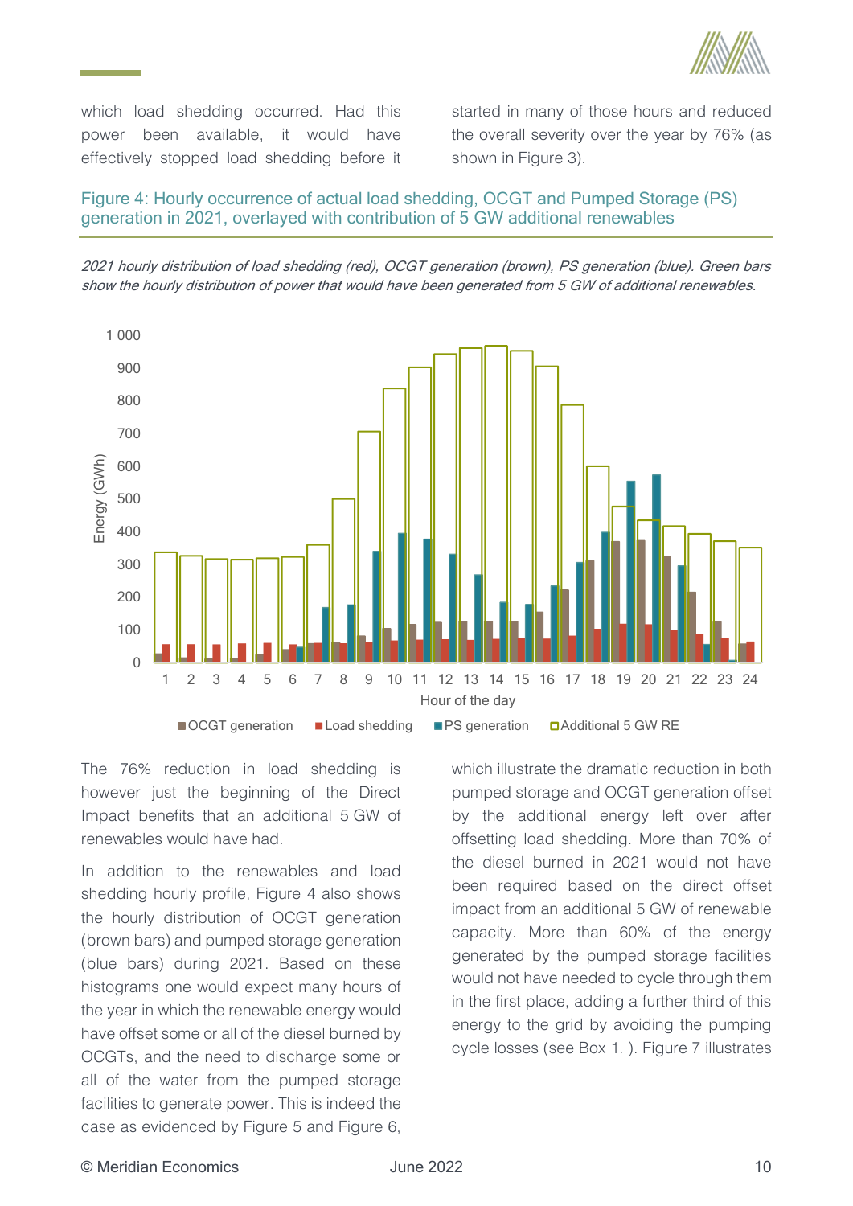which load shedding occurred. Had this power been available, it would have effectively stopped load shedding before it started in many of those hours and reduced the overall severity over the year by 76% (as shown in Figure 3).

### Figure 4: Hourly occurrence of actual load shedding, OCGT and Pumped Storage (PS) generation in 2021, overlayed with contribution of 5 GW additional renewables

*2021 hourly distribution of load shedding (red), OCGT generation (brown), PS generation (blue). Green bars show the hourly distribution of power that would have been generated from 5 GW of additional renewables.*

The 76% reduction in load shedding is however just the beginning of the Direct Impact benefits that an additional 5 GW of renewables would have had.

In addition to the renewables and load shedding hourly profile, Figure 4 also shows the hourly distribution of OCGT generation (brown bars) and pumped storage generation (blue bars) during 2021. Based on these histograms one would expect many hours of the year in which the renewable energy would have offset some or all of the diesel burned by OCGTs, and the need to discharge some or all of the water from the pumped storage facilities to generate power. This is indeed the case as evidenced by Figure 5 and Figure 6, which illustrate the dramatic reduction in both pumped storage and OCGT generation offset by the additional energy left over after offsetting load shedding. More than 70% of the diesel burned in 2021 would not have been required based on the direct offset impact from an additional 5 GW of renewable capacity. More than 60% of the energy generated by the pumped storage facilities would not have needed to cycle through them in the first place, adding a further third of this energy to the grid by avoiding the pumping cycle losses (see Box 1. ). Figure 7 illustrates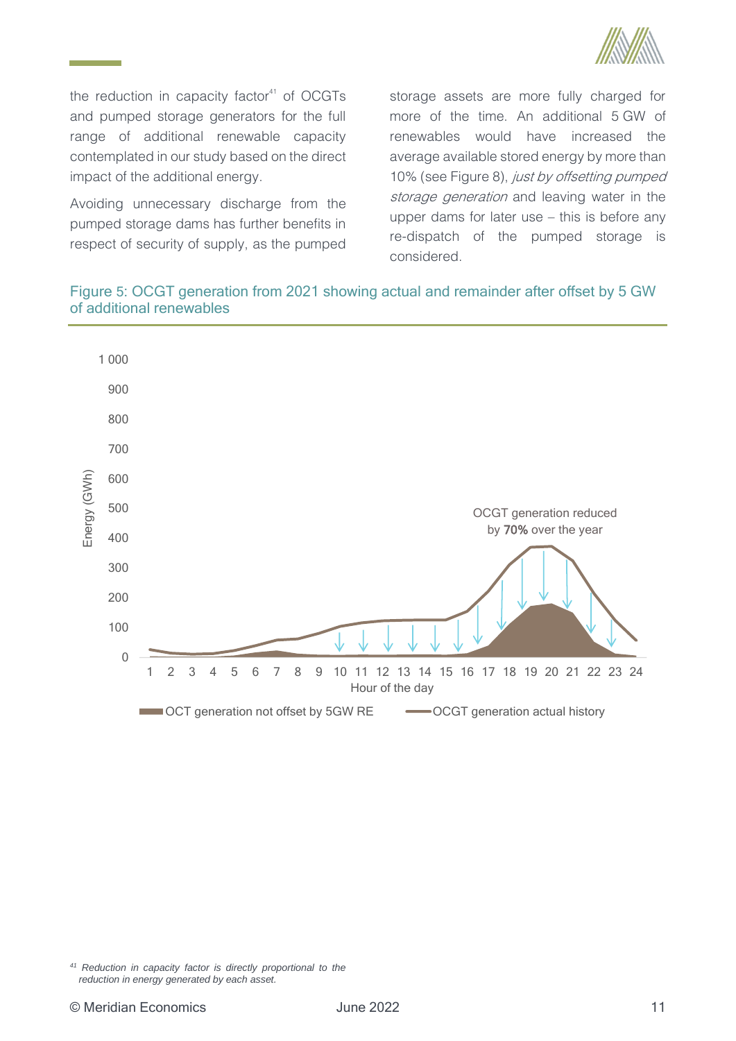the reduction in capacity factor[41] of OCGTs and pumped storage generators for the full range of additional renewable capacity contemplated in our study based on the direct impact of the additional energy.

Avoiding unnecessary discharge from the pumped storage dams has further benefits in respect of security of supply, as the pumped storage assets are more fully charged for more of the time. An additional 5 GW of renewables would have increased the average available stored energy by more than 10% (see Figure 8), *just by offsetting pumped storage generation* and leaving water in the upper dams for later use – this is before any re-dispatch of the pumped storage is considered.

Figure 5: OCGT generation from 2021 showing actual and remainder after offset by 5 GW of additional renewables

Energy (GWh)

OCGT generation reduced by **70%** over the year

Hour of the day

OCT generation not offset by 5GW RE — OCGT generation actual history

[41] *Reduction in capacity factor is directly proportional to the reduction in energy generated by each asset.*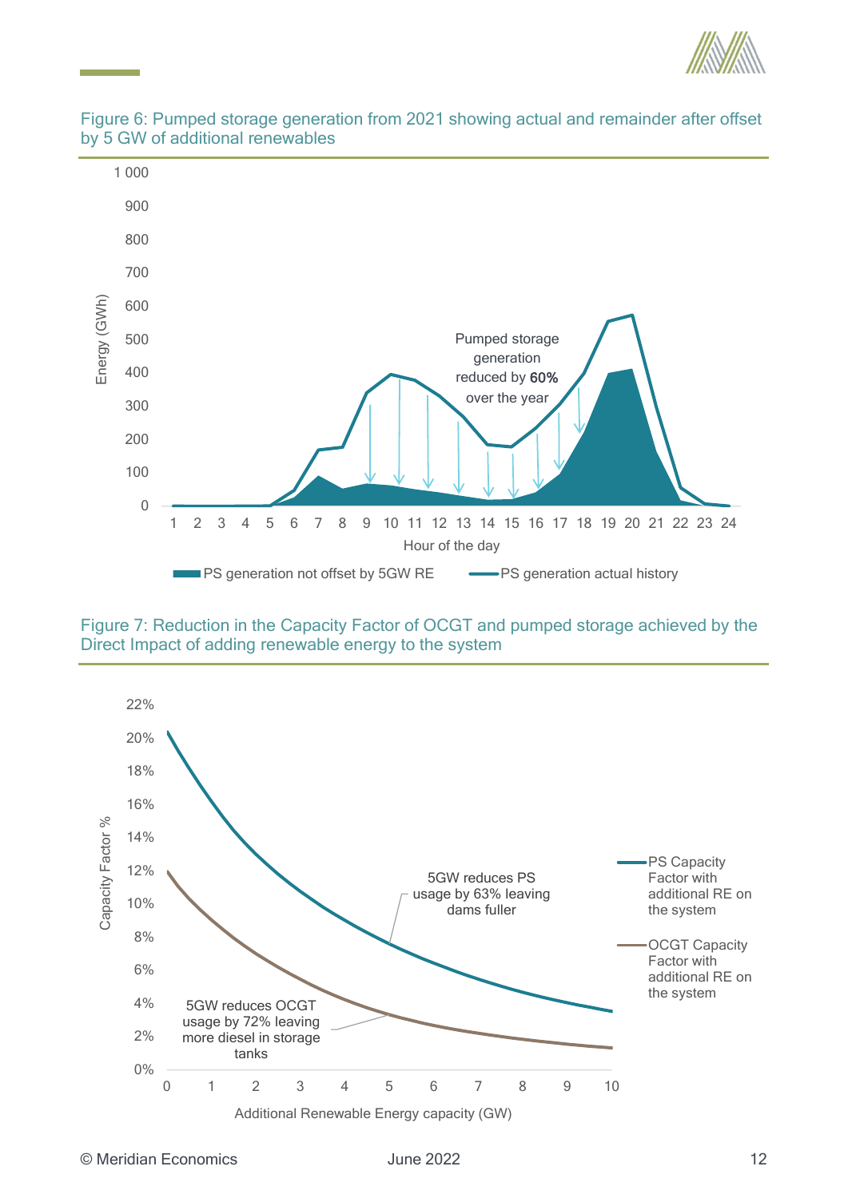Figure 6: Pumped storage generation from 2021 showing actual and remainder after offset by 5 GW of additional renewables

Figure 7: Reduction in the Capacity Factor of OCGT and pumped storage achieved by the Direct Impact of adding renewable energy to the system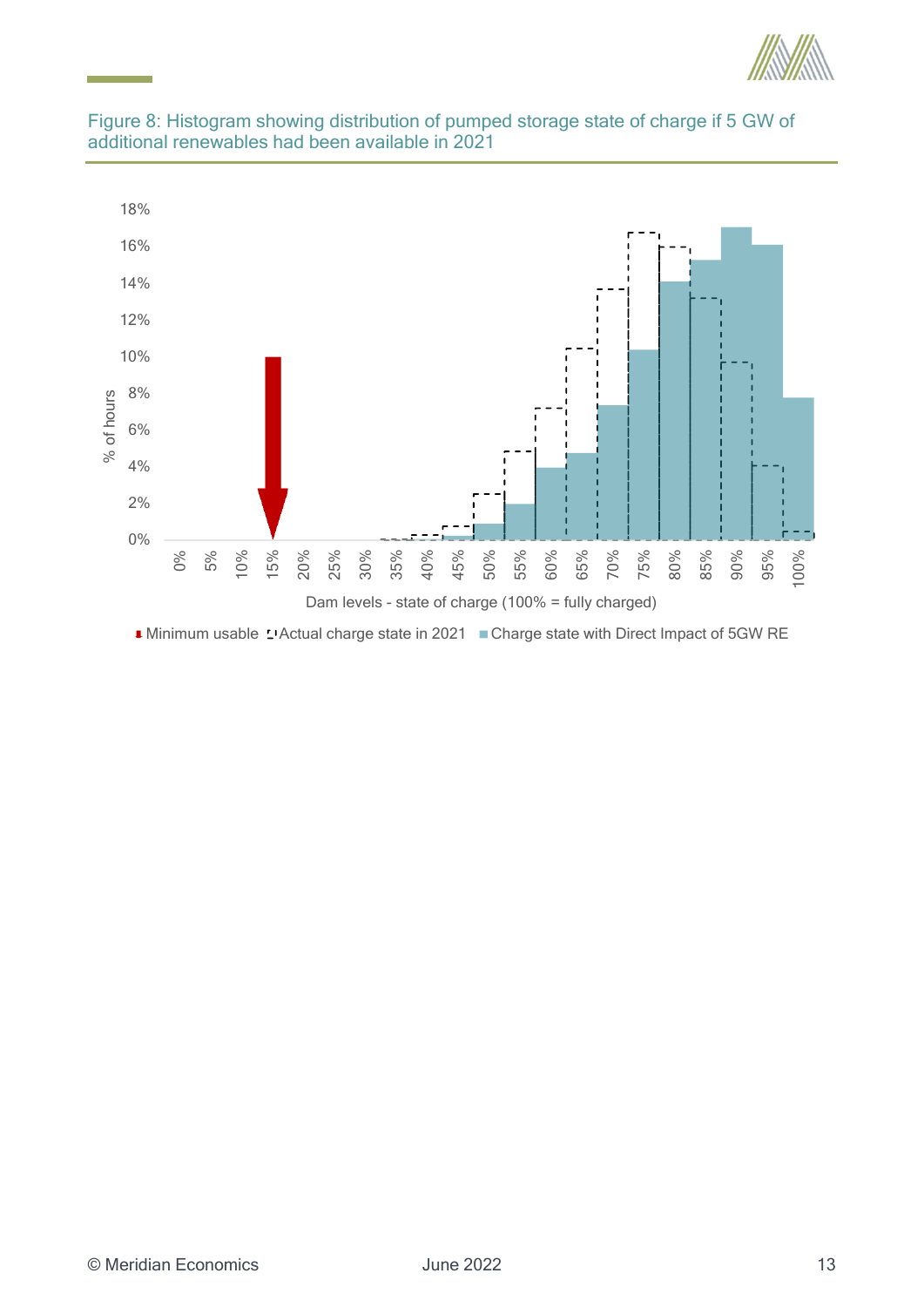Figure 8: Histogram showing distribution of pumped storage state of charge if 5 GW of additional renewables had been available in 2021

18%
16%
14%
12%
10%
8%
6%
4%
2%
0%

% of hours

0% 5% 10% 15% 20% 25% 30% 35% 40% 45% 50% 55% 60% 65% 70% 75% 80% 85% 90% 95% 100%

Dam levels - state of charge (100% = fully charged)

Minimum usable  Actual charge state in 2021  Charge state with Direct Impact of 5GW RE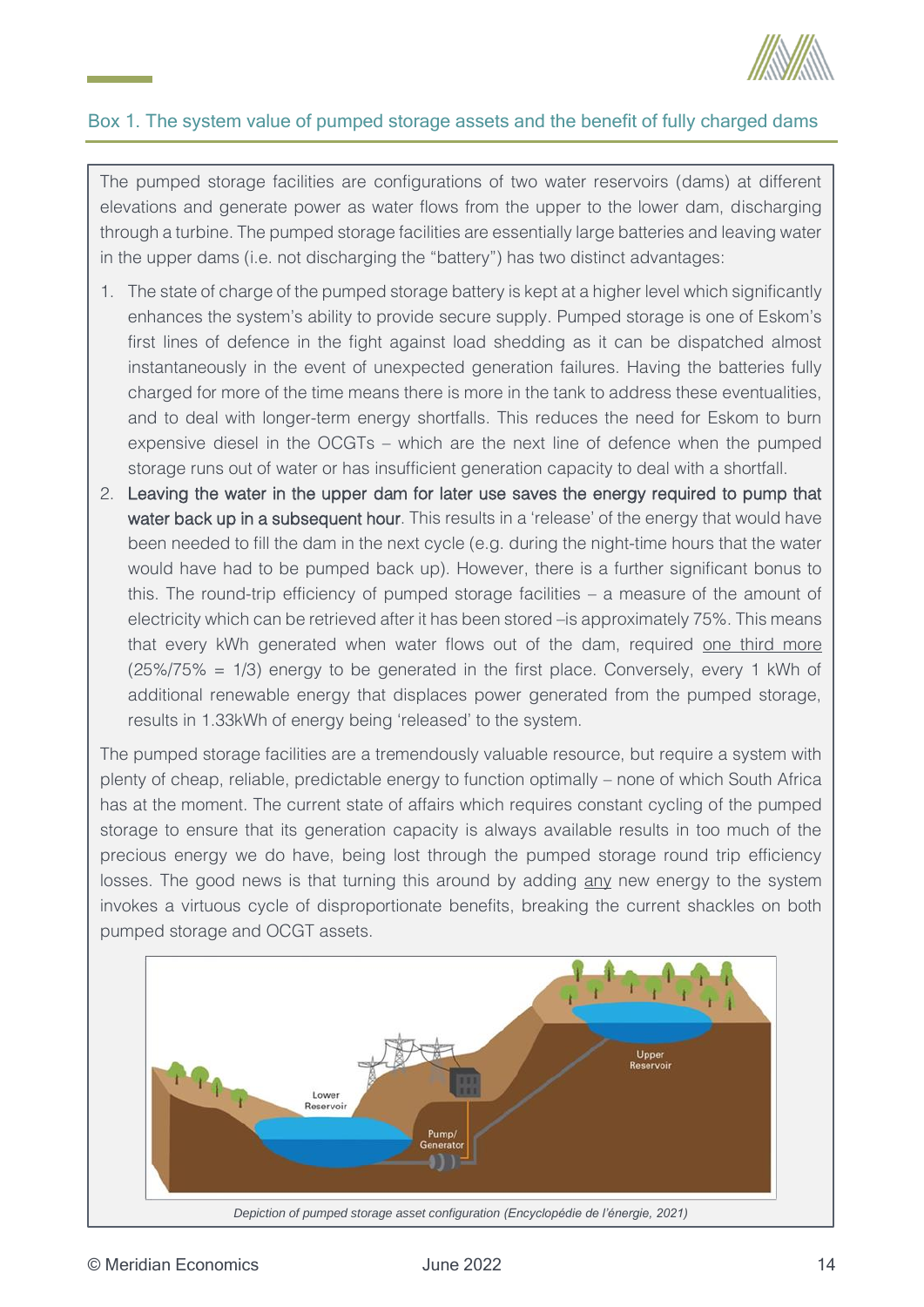## Box 1. The system value of pumped storage assets and the benefit of fully charged dams

The pumped storage facilities are configurations of two water reservoirs (dams) at different elevations and generate power as water flows from the upper to the lower dam, discharging through a turbine. The pumped storage facilities are essentially large batteries and leaving water in the upper dams (i.e. not discharging the "battery") has two distinct advantages:

1. The state of charge of the pumped storage battery is kept at a higher level which significantly enhances the system's ability to provide secure supply. Pumped storage is one of Eskom's first lines of defence in the fight against load shedding as it can be dispatched almost instantaneously in the event of unexpected generation failures. Having the batteries fully charged for more of the time means there is more in the tank to address these eventualities, and to deal with longer-term energy shortfalls. This reduces the need for Eskom to burn expensive diesel in the OCGTs – which are the next line of defence when the pumped storage runs out of water or has insufficient generation capacity to deal with a shortfall.
2. **Leaving the water in the upper dam for later use saves the energy required to pump that water back up in a subsequent hour**. This results in a 'release' of the energy that would have been needed to fill the dam in the next cycle (e.g. during the night-time hours that the water would have had to be pumped back up). However, there is a further significant bonus to this. The round-trip efficiency of pumped storage facilities – a measure of the amount of electricity which can be retrieved after it has been stored –is approximately 75%. This means that every kWh generated when water flows out of the dam, required <u>one third more</u> (25%/75% = 1/3) energy to be generated in the first place. Conversely, every 1 kWh of additional renewable energy that displaces power generated from the pumped storage, results in 1.33kWh of energy being 'released' to the system.

The pumped storage facilities are a tremendously valuable resource, but require a system with plenty of cheap, reliable, predictable energy to function optimally – none of which South Africa has at the moment. The current state of affairs which requires constant cycling of the pumped storage to ensure that its generation capacity is always available results in too much of the precious energy we do have, being lost through the pumped storage round trip efficiency losses. The good news is that turning this around by adding <u>any</u> new energy to the system invokes a virtuous cycle of disproportionate benefits, breaking the current shackles on both pumped storage and OCGT assets.

*Depiction of pumped storage asset configuration (Encyclopédie de l'énergie, 2021)*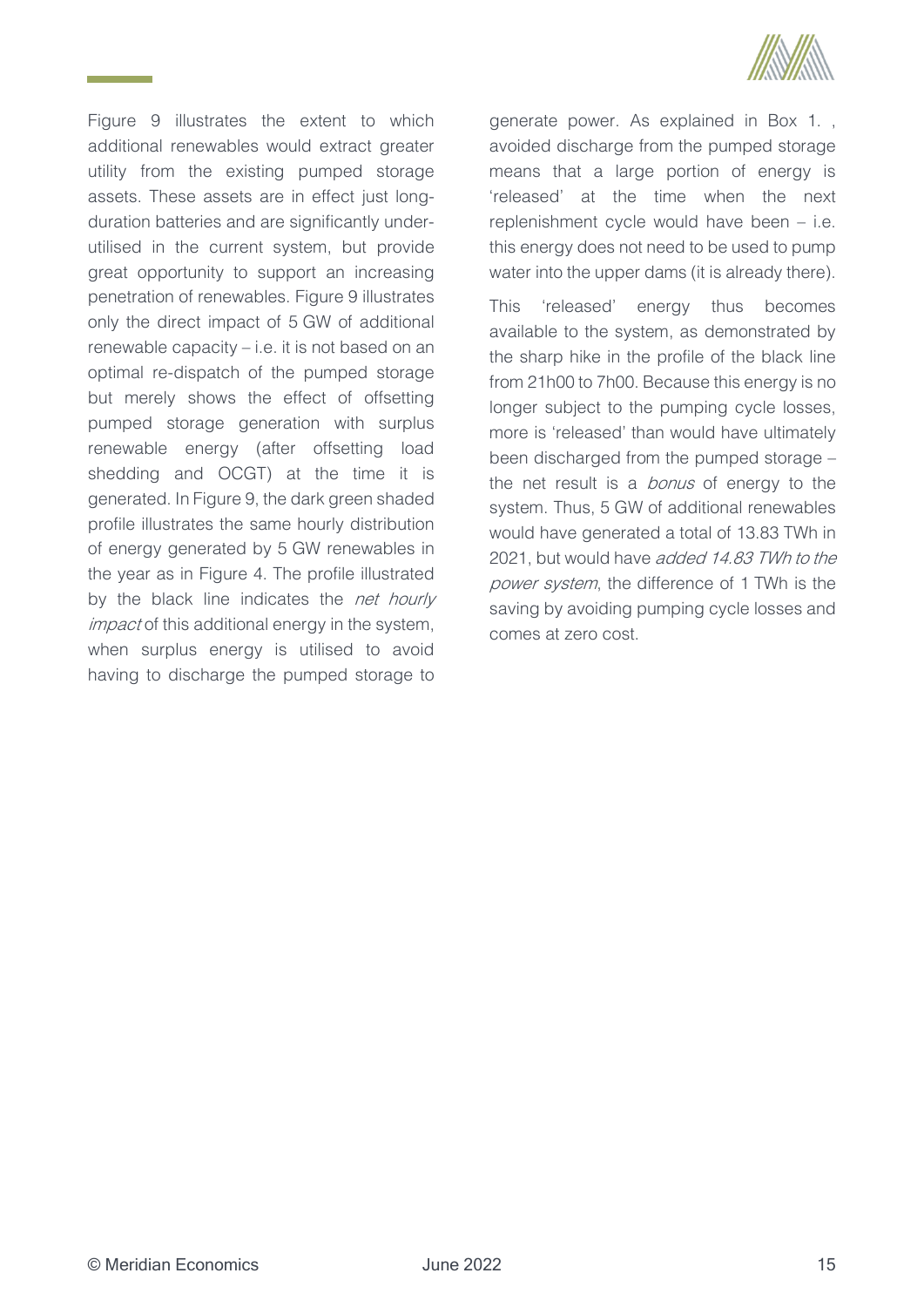Figure 9 illustrates the extent to which additional renewables would extract greater utility from the existing pumped storage assets. These assets are in effect just long-duration batteries and are significantly under-utilised in the current system, but provide great opportunity to support an increasing penetration of renewables. Figure 9 illustrates only the direct impact of 5 GW of additional renewable capacity – i.e. it is not based on an optimal re-dispatch of the pumped storage but merely shows the effect of offsetting pumped storage generation with surplus renewable energy (after offsetting load shedding and OCGT) at the time it is generated. In Figure 9, the dark green shaded profile illustrates the same hourly distribution of energy generated by 5 GW renewables in the year as in Figure 4. The profile illustrated by the black line indicates the *net hourly impact* of this additional energy in the system, when surplus energy is utilised to avoid having to discharge the pumped storage to generate power. As explained in Box 1. , avoided discharge from the pumped storage means that a large portion of energy is 'released' at the time when the next replenishment cycle would have been – i.e. this energy does not need to be used to pump water into the upper dams (it is already there).

This 'released' energy thus becomes available to the system, as demonstrated by the sharp hike in the profile of the black line from 21h00 to 7h00. Because this energy is no longer subject to the pumping cycle losses, more is 'released' than would have ultimately been discharged from the pumped storage – the net result is a *bonus* of energy to the system. Thus, 5 GW of additional renewables would have generated a total of 13.83 TWh in 2021, but would have *added 14.83 TWh to the power system*, the difference of 1 TWh is the saving by avoiding pumping cycle losses and comes at zero cost.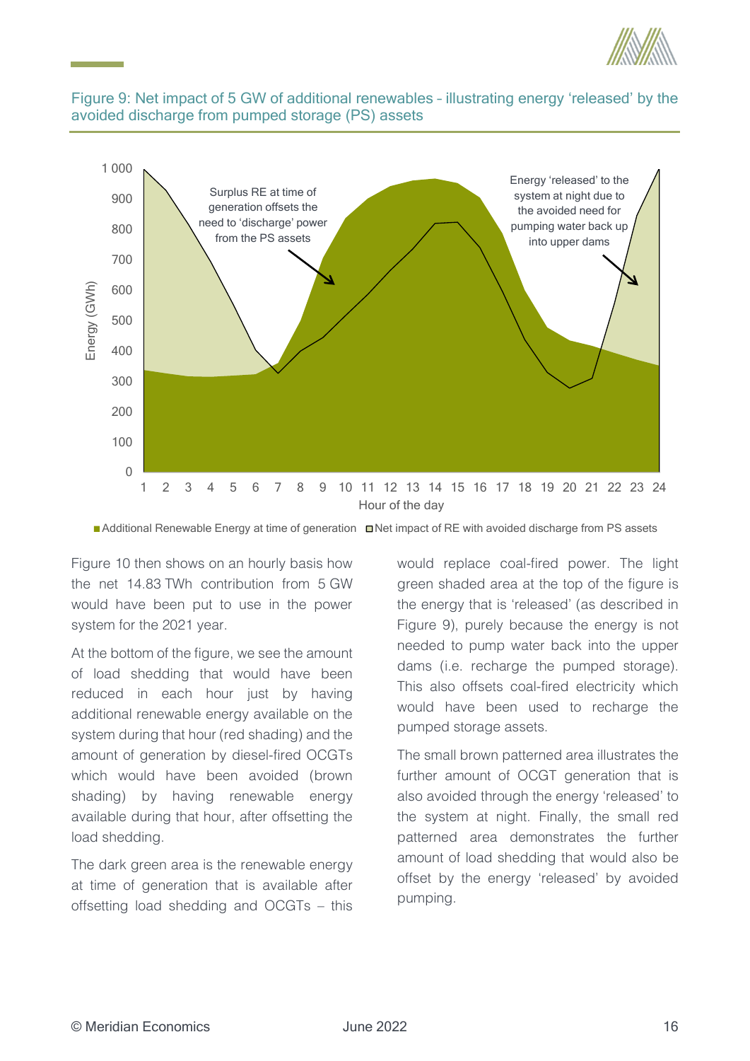Figure 9: Net impact of 5 GW of additional renewables – illustrating energy 'released' by the avoided discharge from pumped storage (PS) assets

Figure 10 then shows on an hourly basis how the net 14.83 TWh contribution from 5 GW would have been put to use in the power system for the 2021 year.

At the bottom of the figure, we see the amount of load shedding that would have been reduced in each hour just by having additional renewable energy available on the system during that hour (red shading) and the amount of generation by diesel-fired OCGTs which would have been avoided (brown shading) by having renewable energy available during that hour, after offsetting the load shedding.

The dark green area is the renewable energy at time of generation that is available after offsetting load shedding and OCGTs – this would replace coal-fired power. The light green shaded area at the top of the figure is the energy that is 'released' (as described in Figure 9), purely because the energy is not needed to pump water back into the upper dams (i.e. recharge the pumped storage). This also offsets coal-fired electricity which would have been used to recharge the pumped storage assets.

The small brown patterned area illustrates the further amount of OCGT generation that is also avoided through the energy 'released' to the system at night. Finally, the small red patterned area demonstrates the further amount of load shedding that would also be offset by the energy 'released' by avoided pumping.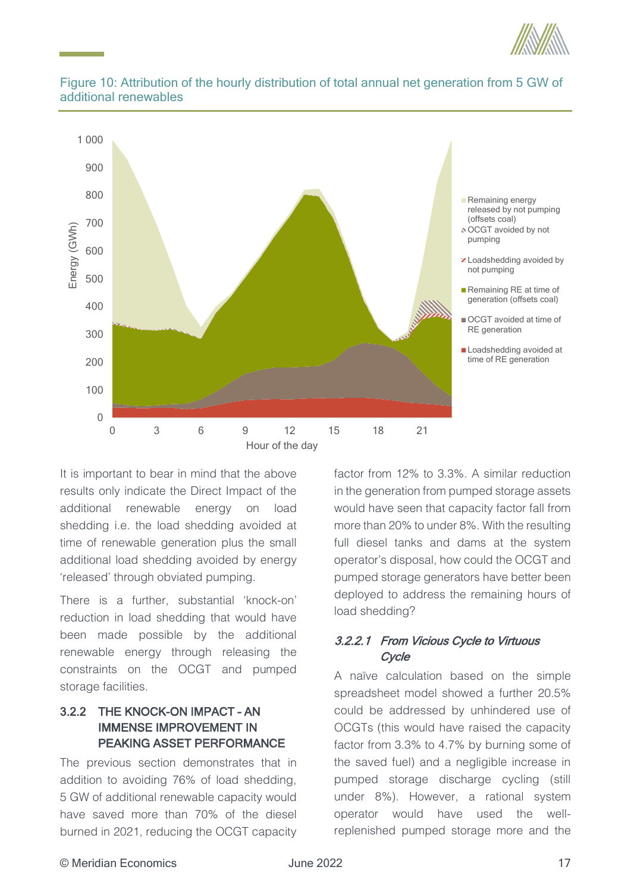Figure 10: Attribution of the hourly distribution of total annual net generation from 5 GW of additional renewables

It is important to bear in mind that the above results only indicate the Direct Impact of the additional renewable energy on load shedding i.e. the load shedding avoided at time of renewable generation plus the small additional load shedding avoided by energy 'released' through obviated pumping.

There is a further, substantial 'knock-on' reduction in load shedding that would have been made possible by the additional renewable energy through releasing the constraints on the OCGT and pumped storage facilities.

### 3.2.2 THE KNOCK-ON IMPACT – AN IMMENSE IMPROVEMENT IN PEAKING ASSET PERFORMANCE

The previous section demonstrates that in addition to avoiding 76% of load shedding, 5 GW of additional renewable capacity would have saved more than 70% of the diesel burned in 2021, reducing the OCGT capacity factor from 12% to 3.3%. A similar reduction in the generation from pumped storage assets would have seen that capacity factor fall from more than 20% to under 8%. With the resulting full diesel tanks and dams at the system operator's disposal, how could the OCGT and pumped storage generators have better been deployed to address the remaining hours of load shedding?

#### *3.2.2.1 From Vicious Cycle to Virtuous Cycle*

A naïve calculation based on the simple spreadsheet model showed a further 20.5% could be addressed by unhindered use of OCGTs (this would have raised the capacity factor from 3.3% to 4.7% by burning some of the saved fuel) and a negligible increase in pumped storage discharge cycling (still under 8%). However, a rational system operator would have used the well-replenished pumped storage more and the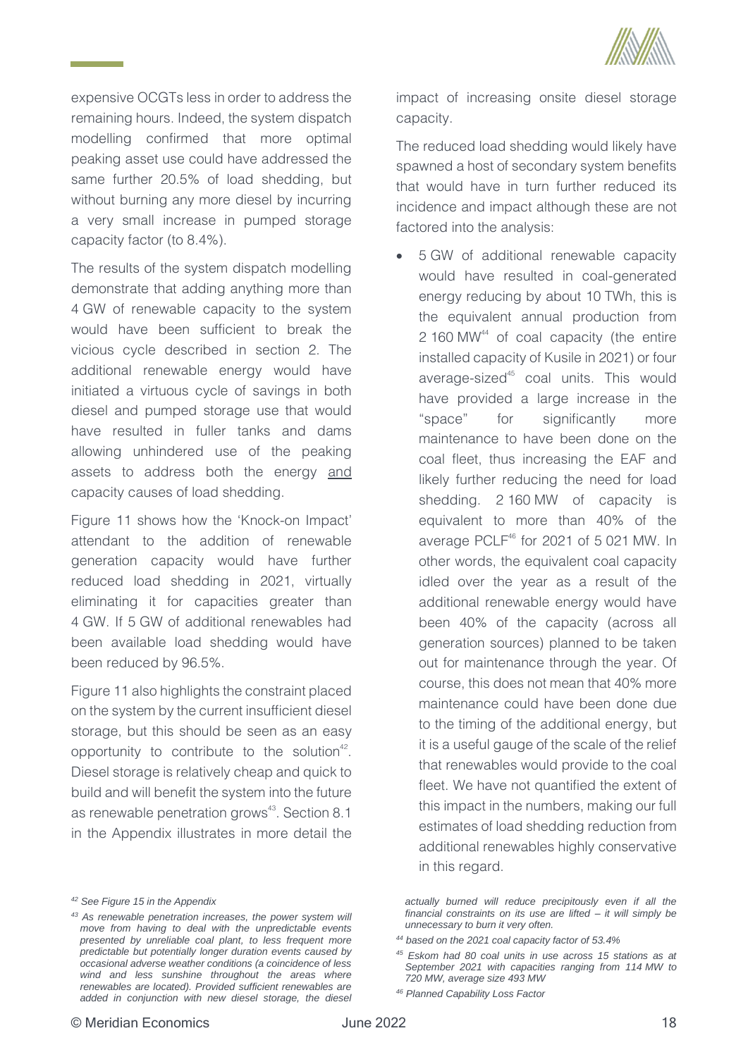expensive OCGTs less in order to address the remaining hours. Indeed, the system dispatch modelling confirmed that more optimal peaking asset use could have addressed the same further 20.5% of load shedding, but without burning any more diesel by incurring a very small increase in pumped storage capacity factor (to 8.4%).

The results of the system dispatch modelling demonstrate that adding anything more than 4 GW of renewable capacity to the system would have been sufficient to break the vicious cycle described in section 2. The additional renewable energy would have initiated a virtuous cycle of savings in both diesel and pumped storage use that would have resulted in fuller tanks and dams allowing unhindered use of the peaking assets to address both the energy and capacity causes of load shedding.

Figure 11 shows how the 'Knock-on Impact' attendant to the addition of renewable generation capacity would have further reduced load shedding in 2021, virtually eliminating it for capacities greater than 4 GW. If 5 GW of additional renewables had been available load shedding would have been reduced by 96.5%.

Figure 11 also highlights the constraint placed on the system by the current insufficient diesel storage, but this should be seen as an easy opportunity to contribute to the solution[42]. Diesel storage is relatively cheap and quick to build and will benefit the system into the future as renewable penetration grows[43]. Section 8.1 in the Appendix illustrates in more detail the impact of increasing onsite diesel storage capacity.

The reduced load shedding would likely have spawned a host of secondary system benefits that would have in turn further reduced its incidence and impact although these are not factored into the analysis:

- 5 GW of additional renewable capacity would have resulted in coal-generated energy reducing by about 10 TWh, this is the equivalent annual production from 2 160 MW[44] of coal capacity (the entire installed capacity of Kusile in 2021) or four average-sized[45] coal units. This would have provided a large increase in the "space" for significantly more maintenance to have been done on the coal fleet, thus increasing the EAF and likely further reducing the need for load shedding. 2 160 MW of capacity is equivalent to more than 40% of the average PCLF[46] for 2021 of 5 021 MW. In other words, the equivalent coal capacity idled over the year as a result of the additional renewable energy would have been 40% of the capacity (across all generation sources) planned to be taken out for maintenance through the year. Of course, this does not mean that 40% more maintenance could have been done due to the timing of the additional energy, but it is a useful gauge of the scale of the relief that renewables would provide to the coal fleet. We have not quantified the extent of this impact in the numbers, making our full estimates of load shedding reduction from additional renewables highly conservative in this regard.

---

*[42] See Figure 15 in the Appendix*

*[43] As renewable penetration increases, the power system will move from having to deal with the unpredictable events presented by unreliable coal plant, to less frequent more predictable but potentially longer duration events caused by occasional adverse weather conditions (a coincidence of less wind and less sunshine throughout the areas where renewables are located). Provided sufficient renewables are added in conjunction with new diesel storage, the diesel actually burned will reduce precipitously even if all the financial constraints on its use are lifted – it will simply be unnecessary to burn it very often.*

*[44] based on the 2021 coal capacity factor of 53.4%*

*[45] Eskom had 80 coal units in use across 15 stations as at September 2021 with capacities ranging from 114 MW to 720 MW, average size 493 MW*

*[46] Planned Capability Loss Factor*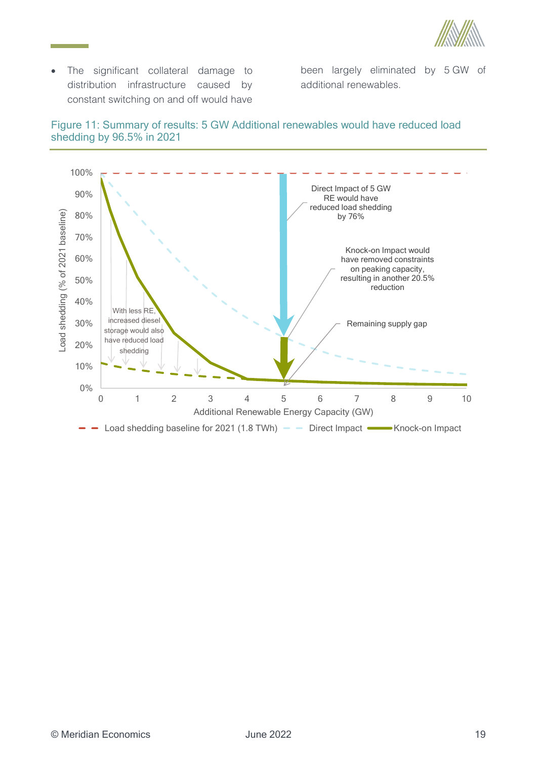- The significant collateral damage to distribution infrastructure caused by constant switching on and off would have been largely eliminated by 5 GW of additional renewables.

Figure 11: Summary of results: 5 GW Additional renewables would have reduced load shedding by 96.5% in 2021

Load shedding (% of 2021 baseline)

100%
90%
80%
70%
60%
50%
40%
30%
20%
10%
0%

0 1 2 3 4 5 6 7 8 9 10

Additional Renewable Energy Capacity (GW)

Direct Impact of 5 GW RE would have reduced load shedding by 76%

Knock-on Impact would have removed constraints on peaking capacity, resulting in another 20.5% reduction

Remaining supply gap

With less RE, increased diesel storage would also have reduced load shedding

Load shedding baseline for 2021 (1.8 TWh) Direct Impact Knock-on Impact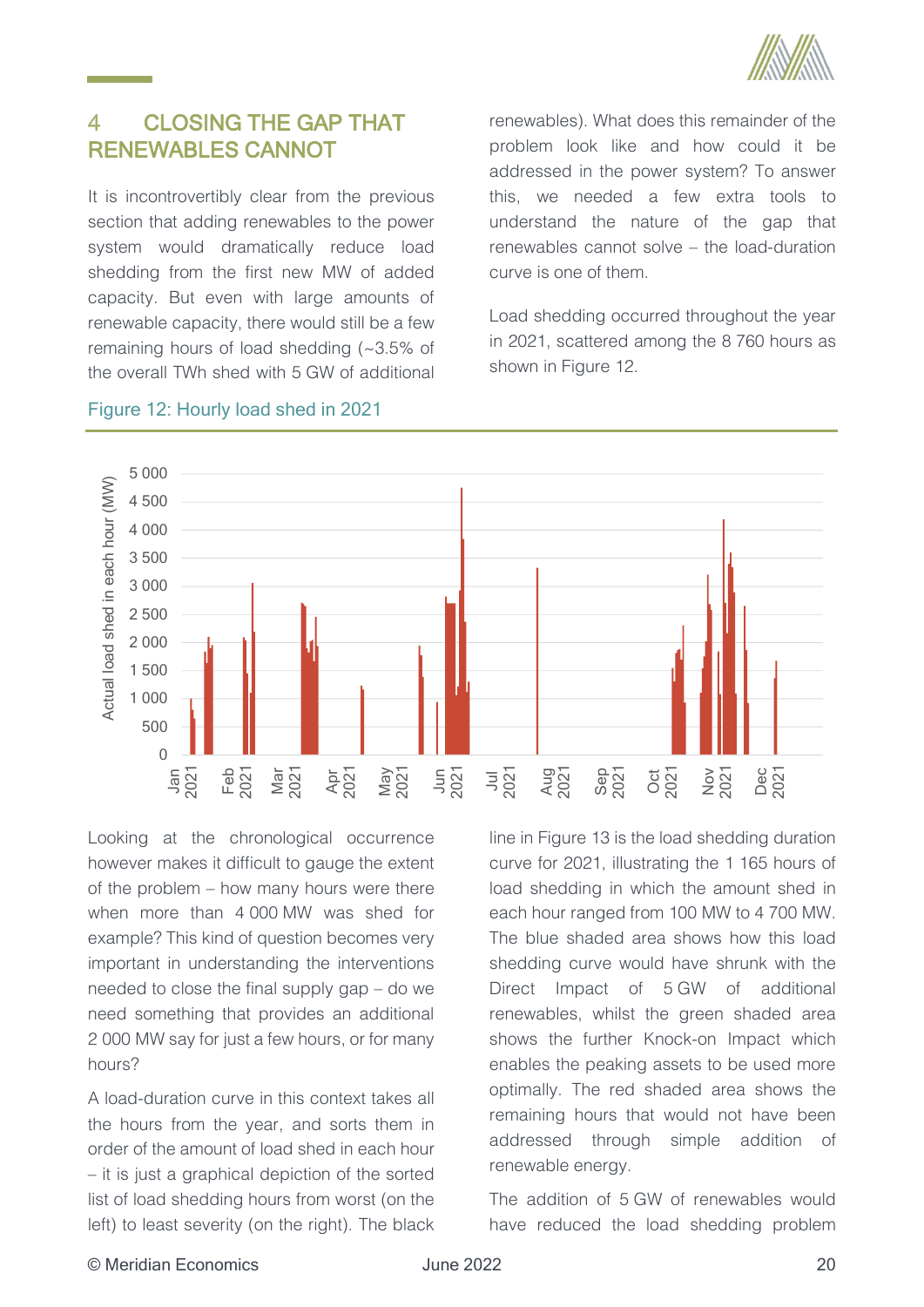## 4 CLOSING THE GAP THAT RENEWABLES CANNOT

It is incontrovertibly clear from the previous section that adding renewables to the power system would dramatically reduce load shedding from the first new MW of added capacity. But even with large amounts of renewable capacity, there would still be a few remaining hours of load shedding (~3.5% of the overall TWh shed with 5 GW of additional renewables). What does this remainder of the problem look like and how could it be addressed in the power system? To answer this, we needed a few extra tools to understand the nature of the gap that renewables cannot solve – the load-duration curve is one of them.

Load shedding occurred throughout the year in 2021, scattered among the 8 760 hours as shown in Figure 12.

Figure 12: Hourly load shed in 2021

Looking at the chronological occurrence however makes it difficult to gauge the extent of the problem – how many hours were there when more than 4 000 MW was shed for example? This kind of question becomes very important in understanding the interventions needed to close the final supply gap – do we need something that provides an additional 2 000 MW say for just a few hours, or for many hours?

A load-duration curve in this context takes all the hours from the year, and sorts them in order of the amount of load shed in each hour – it is just a graphical depiction of the sorted list of load shedding hours from worst (on the left) to least severity (on the right). The black line in Figure 13 is the load shedding duration curve for 2021, illustrating the 1 165 hours of load shedding in which the amount shed in each hour ranged from 100 MW to 4 700 MW. The blue shaded area shows how this load shedding curve would have shrunk with the Direct Impact of 5 GW of additional renewables, whilst the green shaded area shows the further Knock-on Impact which enables the peaking assets to be used more optimally. The red shaded area shows the remaining hours that would not have been addressed through simple addition of renewable energy.

The addition of 5 GW of renewables would have reduced the load shedding problem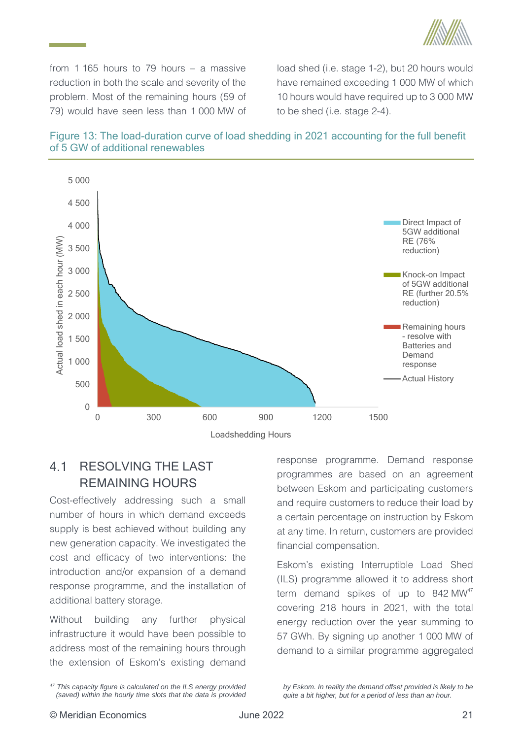from 1 165 hours to 79 hours – a massive reduction in both the scale and severity of the problem. Most of the remaining hours (59 of 79) would have seen less than 1 000 MW of load shed (i.e. stage 1-2), but 20 hours would have remained exceeding 1 000 MW of which 10 hours would have required up to 3 000 MW to be shed (i.e. stage 2-4).

Figure 13: The load-duration curve of load shedding in 2021 accounting for the full benefit of 5 GW of additional renewables

## 4.1 RESOLVING THE LAST REMAINING HOURS

Cost-effectively addressing such a small number of hours in which demand exceeds supply is best achieved without building any new generation capacity. We investigated the cost and efficacy of two interventions: the introduction and/or expansion of a demand response programme, and the installation of additional battery storage.

Without building any further physical infrastructure it would have been possible to address most of the remaining hours through the extension of Eskom's existing demand response programme. Demand response programmes are based on an agreement between Eskom and participating customers and require customers to reduce their load by a certain percentage on instruction by Eskom at any time. In return, customers are provided financial compensation.

Eskom's existing Interruptible Load Shed (ILS) programme allowed it to address short term demand spikes of up to 842 MW[47] covering 218 hours in 2021, with the total energy reduction over the year summing to 57 GWh. By signing up another 1 000 MW of demand to a similar programme aggregated

*[47] This capacity figure is calculated on the ILS energy provided (saved) within the hourly time slots that the data is provided by Eskom. In reality the demand offset provided is likely to be quite a bit higher, but for a period of less than an hour.*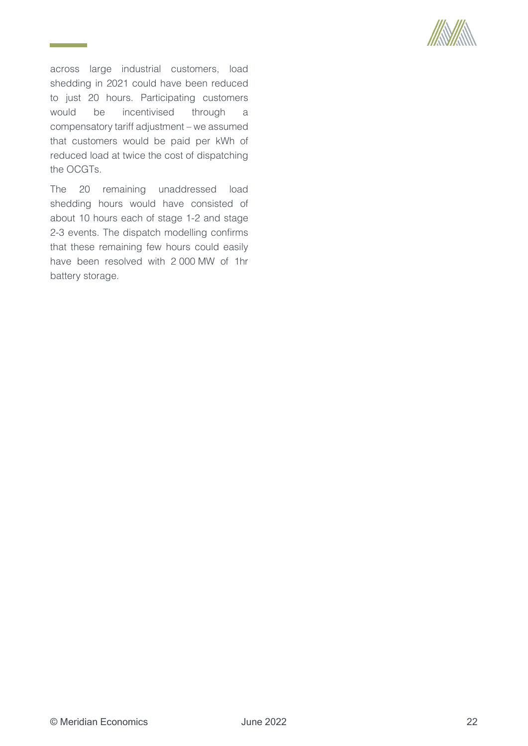across large industrial customers, load shedding in 2021 could have been reduced to just 20 hours. Participating customers would be incentivised through a compensatory tariff adjustment – we assumed that customers would be paid per kWh of reduced load at twice the cost of dispatching the OCGTs.

The 20 remaining unaddressed load shedding hours would have consisted of about 10 hours each of stage 1-2 and stage 2-3 events. The dispatch modelling confirms that these remaining few hours could easily have been resolved with 2 000 MW of 1hr battery storage.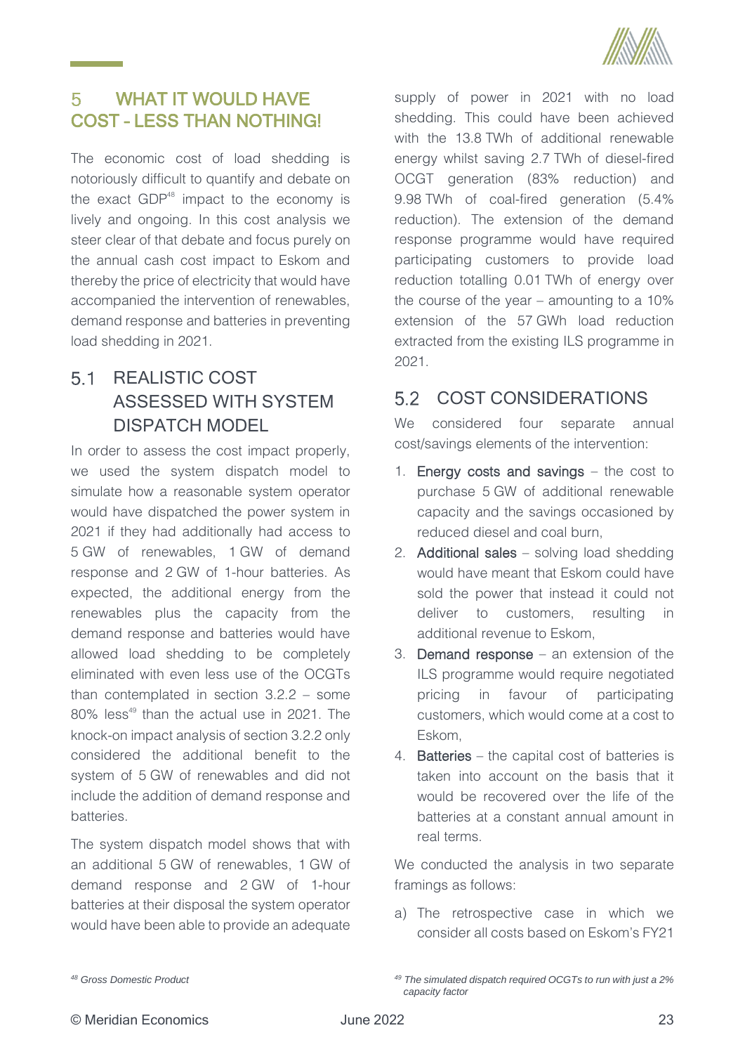# 5 WHAT IT WOULD HAVE COST - LESS THAN NOTHING!

The economic cost of load shedding is notoriously difficult to quantify and debate on the exact GDP[48] impact to the economy is lively and ongoing. In this cost analysis we steer clear of that debate and focus purely on the annual cash cost impact to Eskom and thereby the price of electricity that would have accompanied the intervention of renewables, demand response and batteries in preventing load shedding in 2021.

## 5.1 REALISTIC COST ASSESSED WITH SYSTEM DISPATCH MODEL

In order to assess the cost impact properly, we used the system dispatch model to simulate how a reasonable system operator would have dispatched the power system in 2021 if they had additionally had access to 5 GW of renewables, 1 GW of demand response and 2 GW of 1-hour batteries. As expected, the additional energy from the renewables plus the capacity from the demand response and batteries would have allowed load shedding to be completely eliminated with even less use of the OCGTs than contemplated in section 3.2.2 – some 80% less[49] than the actual use in 2021. The knock-on impact analysis of section 3.2.2 only considered the additional benefit to the system of 5 GW of renewables and did not include the addition of demand response and batteries.

The system dispatch model shows that with an additional 5 GW of renewables, 1 GW of demand response and 2 GW of 1-hour batteries at their disposal the system operator would have been able to provide an adequate supply of power in 2021 with no load shedding. This could have been achieved with the 13.8 TWh of additional renewable energy whilst saving 2.7 TWh of diesel-fired OCGT generation (83% reduction) and 9.98 TWh of coal-fired generation (5.4% reduction). The extension of the demand response programme would have required participating customers to provide load reduction totalling 0.01 TWh of energy over the course of the year – amounting to a 10% extension of the 57 GWh load reduction extracted from the existing ILS programme in 2021.

## 5.2 COST CONSIDERATIONS

We considered four separate annual cost/savings elements of the intervention:

1. **Energy costs and savings** – the cost to purchase 5 GW of additional renewable capacity and the savings occasioned by reduced diesel and coal burn,
2. **Additional sales** – solving load shedding would have meant that Eskom could have sold the power that instead it could not deliver to customers, resulting in additional revenue to Eskom,
3. **Demand response** – an extension of the ILS programme would require negotiated pricing in favour of participating customers, which would come at a cost to Eskom,
4. **Batteries** – the capital cost of batteries is taken into account on the basis that it would be recovered over the life of the batteries at a constant annual amount in real terms.

We conducted the analysis in two separate framings as follows:

a) The retrospective case in which we consider all costs based on Eskom's FY21

[48] *Gross Domestic Product*

[49] *The simulated dispatch required OCGTs to run with just a 2% capacity factor*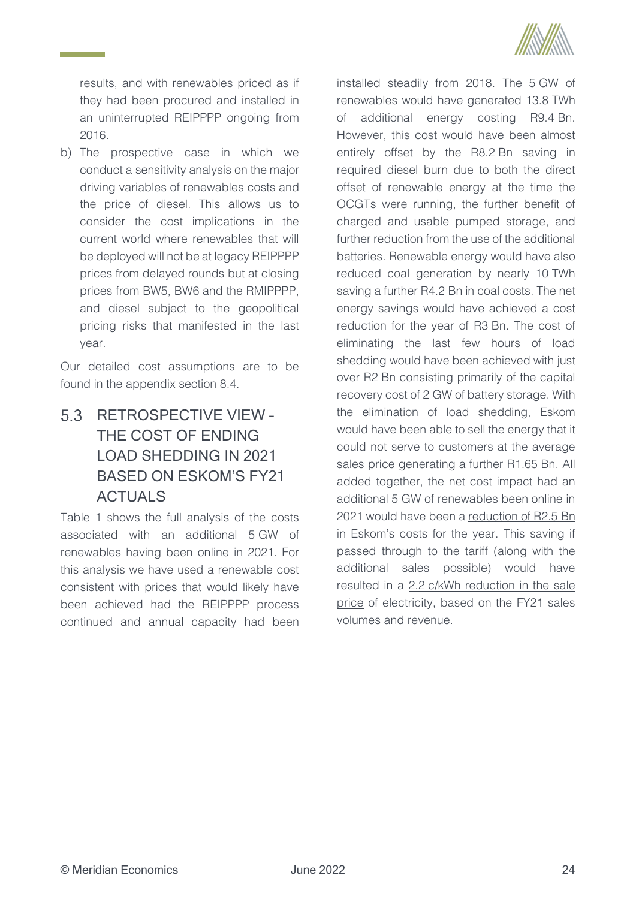results, and with renewables priced as if they had been procured and installed in an uninterrupted REIPPPP ongoing from 2016.

b) The prospective case in which we conduct a sensitivity analysis on the major driving variables of renewables costs and the price of diesel. This allows us to consider the cost implications in the current world where renewables that will be deployed will not be at legacy REIPPPP prices from delayed rounds but at closing prices from BW5, BW6 and the RMIPPPP, and diesel subject to the geopolitical pricing risks that manifested in the last year.

Our detailed cost assumptions are to be found in the appendix section 8.4.

## 5.3 RETROSPECTIVE VIEW – THE COST OF ENDING LOAD SHEDDING IN 2021 BASED ON ESKOM'S FY21 ACTUALS

Table 1 shows the full analysis of the costs associated with an additional 5 GW of renewables having been online in 2021. For this analysis we have used a renewable cost consistent with prices that would likely have been achieved had the REIPPPP process continued and annual capacity had been installed steadily from 2018. The 5 GW of renewables would have generated 13.8 TWh of additional energy costing R9.4 Bn. However, this cost would have been almost entirely offset by the R8.2 Bn saving in required diesel burn due to both the direct offset of renewable energy at the time the OCGTs were running, the further benefit of charged and usable pumped storage, and further reduction from the use of the additional batteries. Renewable energy would have also reduced coal generation by nearly 10 TWh saving a further R4.2 Bn in coal costs. The net energy savings would have achieved a cost reduction for the year of R3 Bn. The cost of eliminating the last few hours of load shedding would have been achieved with just over R2 Bn consisting primarily of the capital recovery cost of 2 GW of battery storage. With the elimination of load shedding, Eskom would have been able to sell the energy that it could not serve to customers at the average sales price generating a further R1.65 Bn. All added together, the net cost impact had an additional 5 GW of renewables been online in 2021 would have been a reduction of R2.5 Bn in Eskom's costs for the year. This saving if passed through to the tariff (along with the additional sales possible) would have resulted in a 2.2 c/kWh reduction in the sale price of electricity, based on the FY21 sales volumes and revenue.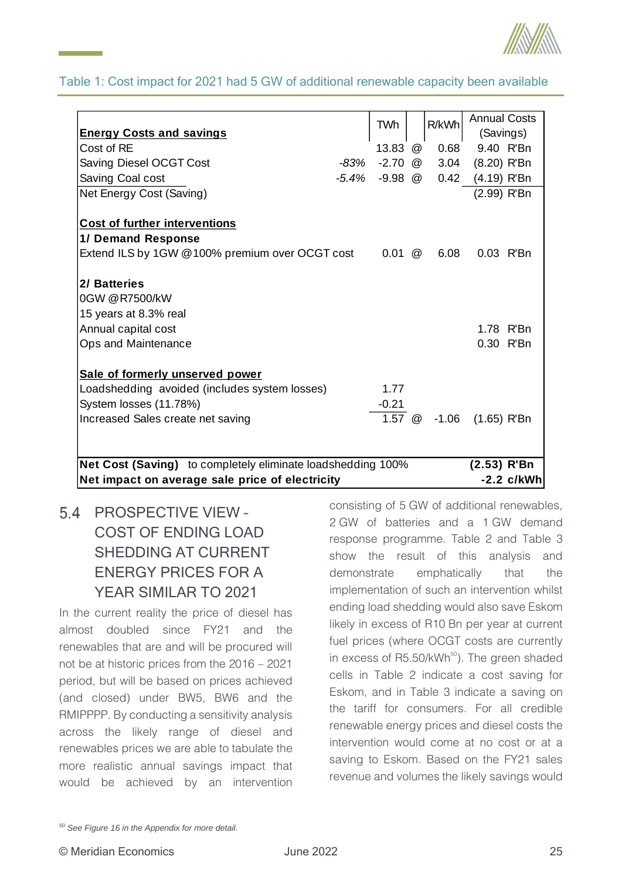Table 1: Cost impact for 2021 had 5 GW of additional renewable capacity been available

| **Energy Costs and savings** | | TWh | | R/kWh | Annual Costs (Savings) | |
|---|---|---|---|---|---|---|
| Cost of RE | | 13.83 | @ | 0.68 | 9.40 | R'Bn |
| Saving Diesel OCGT Cost | *-83%* | -2.70 | @ | 3.04 | (8.20) | R'Bn |
| Saving Coal cost | *-5.4%* | -9.98 | @ | 0.42 | (4.19) | R'Bn |
| Net Energy Cost (Saving) | | | | | (2.99) | R'Bn |
| | | | | | | |
| **Cost of further interventions** | | | | | | |
| **1/ Demand Response** | | | | | | |
| Extend ILS by 1GW @100% premium over OCGT cost | | 0.01 | @ | 6.08 | 0.03 | R'Bn |
| | | | | | | |
| **2/ Batteries** | | | | | | |
| 0GW @R7500/kW | | | | | | |
| 15 years at 8.3% real | | | | | | |
| Annual capital cost | | | | | 1.78 | R'Bn |
| Ops and Maintenance | | | | | 0.30 | R'Bn |
| | | | | | | |
| **Sale of formerly unserved power** | | | | | | |
| Loadshedding avoided (includes system losses) | | 1.77 | | | | |
| System losses (11.78%) | | -0.21 | | | | |
| Increased Sales create net saving | | 1.57 | @ | -1.06 | (1.65) | R'Bn |
| | | | | | | |
| **Net Cost (Saving)** to completely eliminate loadshedding 100% | | | | | **(2.53)** | **R'Bn** |
| **Net impact on average sale price of electricity** | | | | | **-2.2** | **c/kWh** |

## 5.4 PROSPECTIVE VIEW – COST OF ENDING LOAD SHEDDING AT CURRENT ENERGY PRICES FOR A YEAR SIMILAR TO 2021

In the current reality the price of diesel has almost doubled since FY21 and the renewables that are and will be procured will not be at historic prices from the 2016 – 2021 period, but will be based on prices achieved (and closed) under BW5, BW6 and the RMIPPPP. By conducting a sensitivity analysis across the likely range of diesel and renewables prices we are able to tabulate the more realistic annual savings impact that would be achieved by an intervention consisting of 5 GW of additional renewables, 2 GW of batteries and a 1 GW demand response programme. Table 2 and Table 3 show the result of this analysis and demonstrate emphatically that the implementation of such an intervention whilst ending load shedding would also save Eskom likely in excess of R10 Bn per year at current fuel prices (where OCGT costs are currently in excess of R5.50/kWh[50]). The green shaded cells in Table 2 indicate a cost saving for Eskom, and in Table 3 indicate a saving on the tariff for consumers. For all credible renewable energy prices and diesel costs the intervention would come at no cost or at a saving to Eskom. Based on the FY21 sales revenue and volumes the likely savings would

[50] *See Figure 16 in the Appendix for more detail.*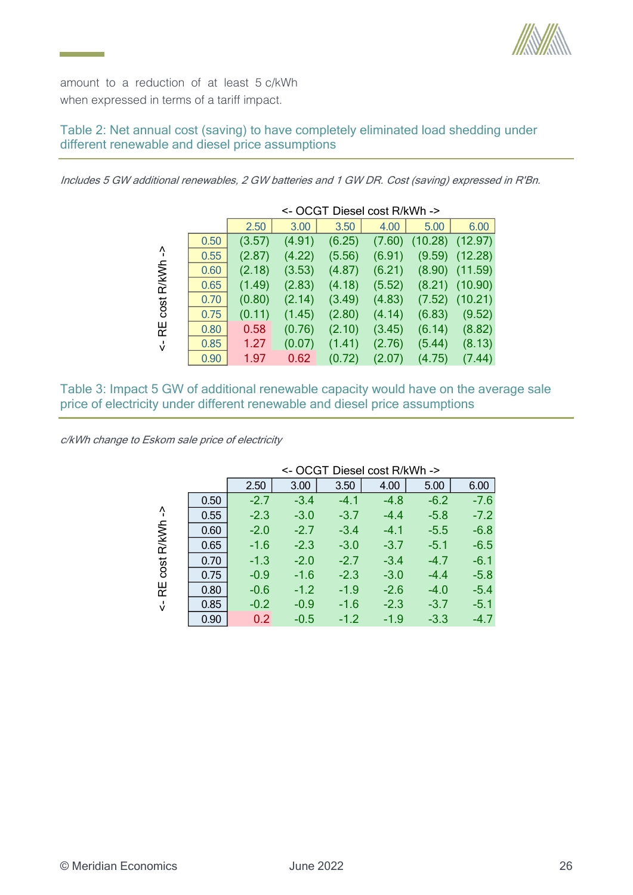amount to a reduction of at least 5 c/kWh when expressed in terms of a tariff impact.

### Table 2: Net annual cost (saving) to have completely eliminated load shedding under different renewable and diesel price assumptions

*Includes 5 GW additional renewables, 2 GW batteries and 1 GW DR. Cost (saving) expressed in R'Bn.*

| <- RE cost R/kWh -> | <- OCGT Diesel cost R/kWh -> | | | | | |
|---|---|---|---|---|---|---|
| | 2.50 | 3.00 | 3.50 | 4.00 | 5.00 | 6.00 |
| 0.50 | (3.57) | (4.91) | (6.25) | (7.60) | (10.28) | (12.97) |
| 0.55 | (2.87) | (4.22) | (5.56) | (6.91) | (9.59) | (12.28) |
| 0.60 | (2.18) | (3.53) | (4.87) | (6.21) | (8.90) | (11.59) |
| 0.65 | (1.49) | (2.83) | (4.18) | (5.52) | (8.21) | (10.90) |
| 0.70 | (0.80) | (2.14) | (3.49) | (4.83) | (7.52) | (10.21) |
| 0.75 | (0.11) | (1.45) | (2.80) | (4.14) | (6.83) | (9.52) |
| 0.80 | 0.58 | (0.76) | (2.10) | (3.45) | (6.14) | (8.82) |
| 0.85 | 1.27 | (0.07) | (1.41) | (2.76) | (5.44) | (8.13) |
| 0.90 | 1.97 | 0.62 | (0.72) | (2.07) | (4.75) | (7.44) |

### Table 3: Impact 5 GW of additional renewable capacity would have on the average sale price of electricity under different renewable and diesel price assumptions

*c/kWh change to Eskom sale price of electricity*

| <- RE cost R/kWh -> | <- OCGT Diesel cost R/kWh -> | | | | | |
|---|---|---|---|---|---|---|
| | 2.50 | 3.00 | 3.50 | 4.00 | 5.00 | 6.00 |
| 0.50 | -2.7 | -3.4 | -4.1 | -4.8 | -6.2 | -7.6 |
| 0.55 | -2.3 | -3.0 | -3.7 | -4.4 | -5.8 | -7.2 |
| 0.60 | -2.0 | -2.7 | -3.4 | -4.1 | -5.5 | -6.8 |
| 0.65 | -1.6 | -2.3 | -3.0 | -3.7 | -5.1 | -6.5 |
| 0.70 | -1.3 | -2.0 | -2.7 | -3.4 | -4.7 | -6.1 |
| 0.75 | -0.9 | -1.6 | -2.3 | -3.0 | -4.4 | -5.8 |
| 0.80 | -0.6 | -1.2 | -1.9 | -2.6 | -4.0 | -5.4 |
| 0.85 | -0.2 | -0.9 | -1.6 | -2.3 | -3.7 | -5.1 |
| 0.90 | 0.2 | -0.5 | -1.2 | -1.9 | -3.3 | -4.7 |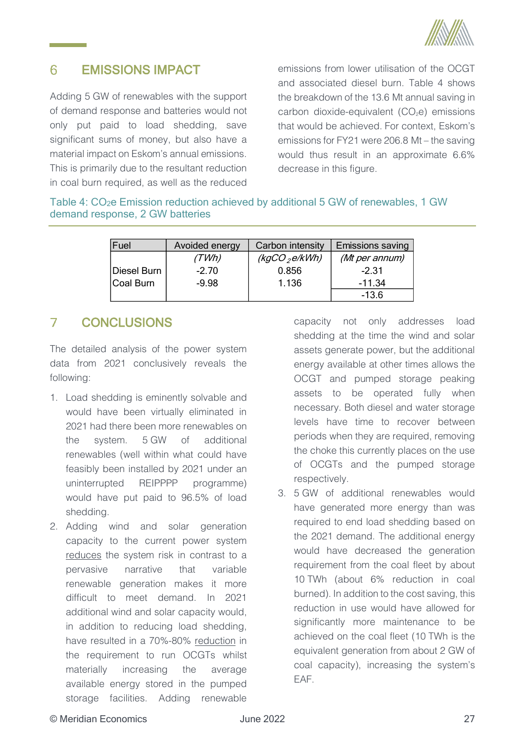## 6 EMISSIONS IMPACT

Adding 5 GW of renewables with the support of demand response and batteries would not only put paid to load shedding, save significant sums of money, but also have a material impact on Eskom's annual emissions. This is primarily due to the resultant reduction in coal burn required, as well as the reduced emissions from lower utilisation of the OCGT and associated diesel burn. Table 4 shows the breakdown of the 13.6 Mt annual saving in carbon dioxide-equivalent ($CO_2e$) emissions that would be achieved. For context, Eskom's emissions for FY21 were 206.8 Mt – the saving would thus result in an approximate 6.6% decrease in this figure.

Table 4: $CO_2e$ Emission reduction achieved by additional 5 GW of renewables, 1 GW demand response, 2 GW batteries

| Fuel | Avoided energy | Carbon intensity | Emissions saving |
|---|---|---|---|
| | *(TWh)* | *($kgCO_2e/kWh$)* | *(Mt per annum)* |
| Diesel Burn | -2.70 | 0.856 | -2.31 |
| Coal Burn | -9.98 | 1.136 | -11.34 |
| | | | -13.6 |

## 7 CONCLUSIONS

The detailed analysis of the power system data from 2021 conclusively reveals the following:

1. Load shedding is eminently solvable and would have been virtually eliminated in 2021 had there been more renewables on the system. 5 GW of additional renewables (well within what could have feasibly been installed by 2021 under an uninterrupted REIPPPP programme) would have put paid to 96.5% of load shedding.
2. Adding wind and solar generation capacity to the current power system reduces the system risk in contrast to a pervasive narrative that variable renewable generation makes it more difficult to meet demand. In 2021 additional wind and solar capacity would, in addition to reducing load shedding, have resulted in a 70%-80% reduction in the requirement to run OCGTs whilst materially increasing the average available energy stored in the pumped storage facilities. Adding renewable capacity not only addresses load shedding at the time the wind and solar assets generate power, but the additional energy available at other times allows the OCGT and pumped storage peaking assets to be operated fully when necessary. Both diesel and water storage levels have time to recover between periods when they are required, removing the choke this currently places on the use of OCGTs and the pumped storage respectively.
3. 5 GW of additional renewables would have generated more energy than was required to end load shedding based on the 2021 demand. The additional energy would have decreased the generation requirement from the coal fleet by about 10 TWh (about 6% reduction in coal burned). In addition to the cost saving, this reduction in use would have allowed for significantly more maintenance to be achieved on the coal fleet (10 TWh is the equivalent generation from about 2 GW of coal capacity), increasing the system's EAF.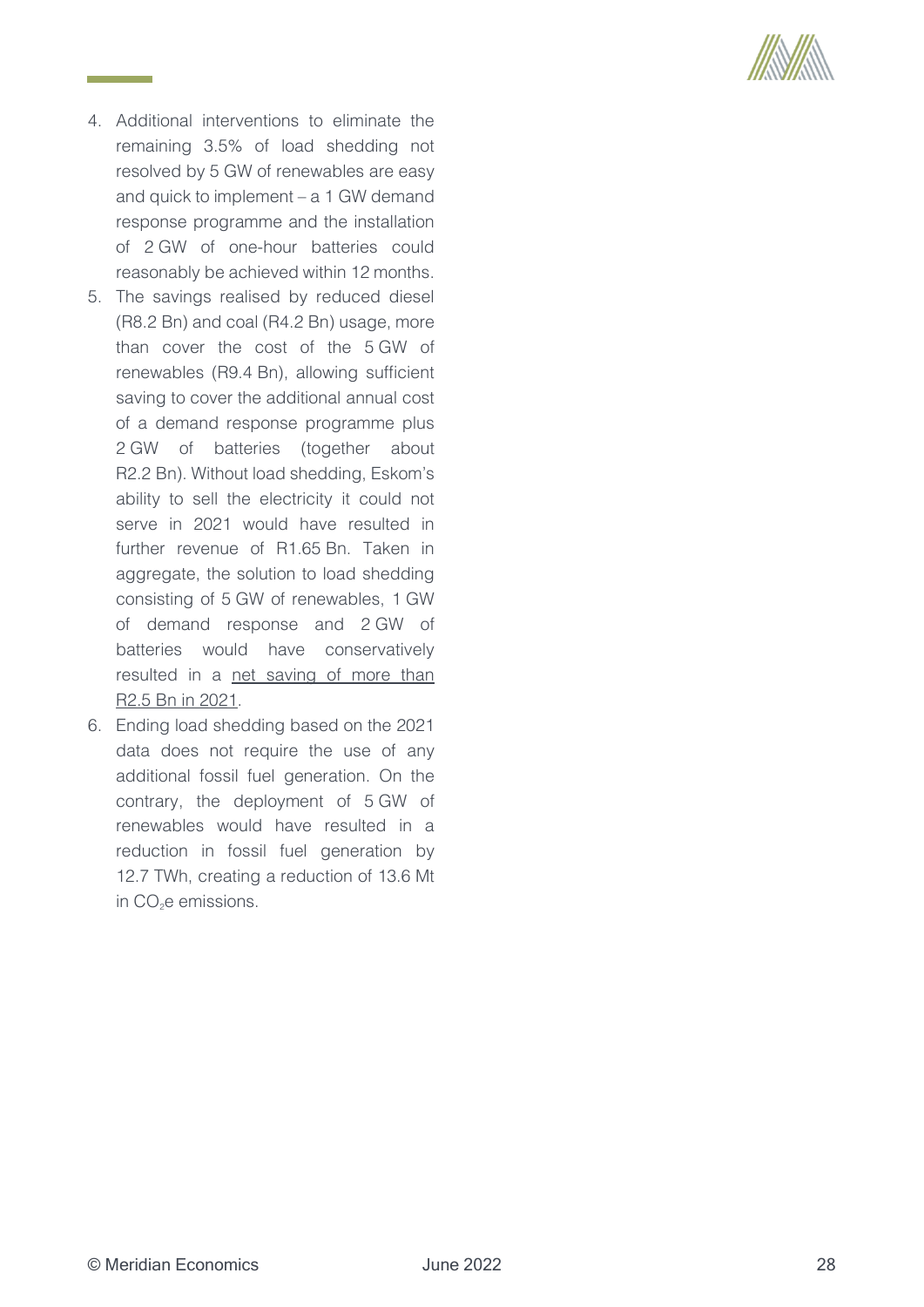4. Additional interventions to eliminate the remaining 3.5% of load shedding not resolved by 5 GW of renewables are easy and quick to implement – a 1 GW demand response programme and the installation of 2 GW of one-hour batteries could reasonably be achieved within 12 months.
5. The savings realised by reduced diesel (R8.2 Bn) and coal (R4.2 Bn) usage, more than cover the cost of the 5 GW of renewables (R9.4 Bn), allowing sufficient saving to cover the additional annual cost of a demand response programme plus 2 GW of batteries (together about R2.2 Bn). Without load shedding, Eskom's ability to sell the electricity it could not serve in 2021 would have resulted in further revenue of R1.65 Bn. Taken in aggregate, the solution to load shedding consisting of 5 GW of renewables, 1 GW of demand response and 2 GW of batteries would have conservatively resulted in a <u>net saving of more than R2.5 Bn in 2021</u>.
6. Ending load shedding based on the 2021 data does not require the use of any additional fossil fuel generation. On the contrary, the deployment of 5 GW of renewables would have resulted in a reduction in fossil fuel generation by 12.7 TWh, creating a reduction of 13.6 Mt in $CO_2$e emissions.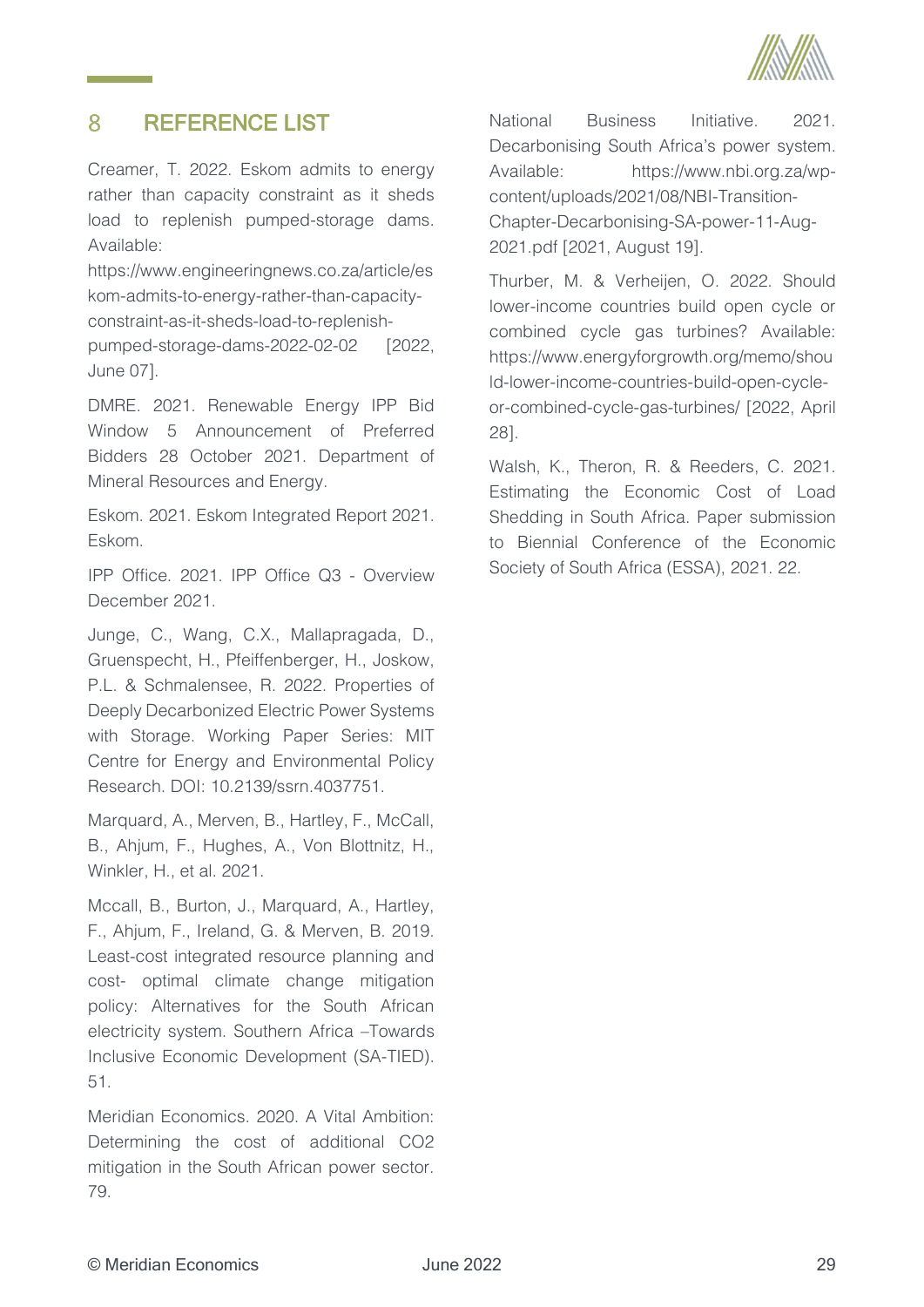# 8 REFERENCE LIST

Creamer, T. 2022. Eskom admits to energy rather than capacity constraint as it sheds load to replenish pumped-storage dams. Available: https://www.engineeringnews.co.za/article/eskom-admits-to-energy-rather-than-capacity-constraint-as-it-sheds-load-to-replenish-pumped-storage-dams-2022-02-02 [2022, June 07].

DMRE. 2021. Renewable Energy IPP Bid Window 5 Announcement of Preferred Bidders 28 October 2021. Department of Mineral Resources and Energy.

Eskom. 2021. Eskom Integrated Report 2021. Eskom.

IPP Office. 2021. IPP Office Q3 - Overview December 2021.

Junge, C., Wang, C.X., Mallapragada, D., Gruenspecht, H., Pfeiffenberger, H., Joskow, P.L. & Schmalensee, R. 2022. Properties of Deeply Decarbonized Electric Power Systems with Storage. Working Paper Series: MIT Centre for Energy and Environmental Policy Research. DOI: 10.2139/ssrn.4037751.

Marquard, A., Merven, B., Hartley, F., McCall, B., Ahjum, F., Hughes, A., Von Blottnitz, H., Winkler, H., et al. 2021.

Mccall, B., Burton, J., Marquard, A., Hartley, F., Ahjum, F., Ireland, G. & Merven, B. 2019. Least-cost integrated resource planning and cost- optimal climate change mitigation policy: Alternatives for the South African electricity system. Southern Africa –Towards Inclusive Economic Development (SA-TIED). 51.

Meridian Economics. 2020. A Vital Ambition: Determining the cost of additional CO2 mitigation in the South African power sector. 79.

National Business Initiative. 2021. Decarbonising South Africa's power system. Available: https://www.nbi.org.za/wp-content/uploads/2021/08/NBI-Transition-Chapter-Decarbonising-SA-power-11-Aug-2021.pdf [2021, August 19].

Thurber, M. & Verheijen, O. 2022. Should lower-income countries build open cycle or combined cycle gas turbines? Available: https://www.energyforgrowth.org/memo/should-lower-income-countries-build-open-cycle-or-combined-cycle-gas-turbines/ [2022, April 28].

Walsh, K., Theron, R. & Reeders, C. 2021. Estimating the Economic Cost of Load Shedding in South Africa. Paper submission to Biennial Conference of the Economic Society of South Africa (ESSA), 2021. 22.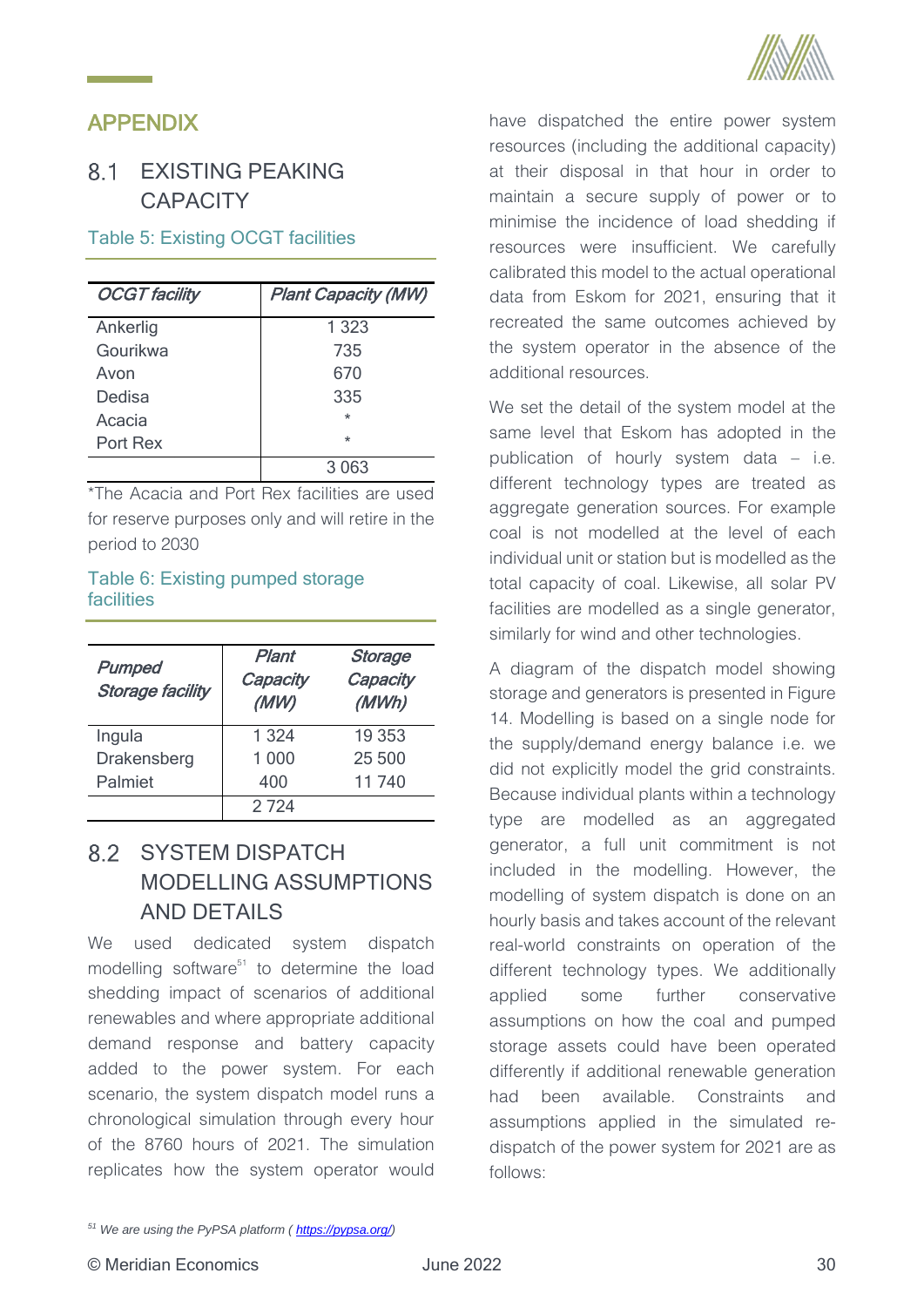# APPENDIX

## 8.1 EXISTING PEAKING CAPACITY

Table 5: Existing OCGT facilities

| *OCGT facility* | *Plant Capacity (MW)* |
|---|---|
| Ankerlig | 1 323 |
| Gourikwa | 735 |
| Avon | 670 |
| Dedisa | 335 |
| Acacia | * |
| Port Rex | * |
| | 3 063 |

*The Acacia and Port Rex facilities are used for reserve purposes only and will retire in the period to 2030

Table 6: Existing pumped storage facilities

| *Pumped Storage facility* | *Plant Capacity (MW)* | *Storage Capacity (MWh)* |
|---|---|---|
| Ingula | 1 324 | 19 353 |
| Drakensberg | 1 000 | 25 500 |
| Palmiet | 400 | 11 740 |
| | 2 724 | |

## 8.2 SYSTEM DISPATCH MODELLING ASSUMPTIONS AND DETAILS

We used dedicated system dispatch modelling software[51] to determine the load shedding impact of scenarios of additional renewables and where appropriate additional demand response and battery capacity added to the power system. For each scenario, the system dispatch model runs a chronological simulation through every hour of the 8760 hours of 2021. The simulation replicates how the system operator would have dispatched the entire power system resources (including the additional capacity) at their disposal in that hour in order to maintain a secure supply of power or to minimise the incidence of load shedding if resources were insufficient. We carefully calibrated this model to the actual operational data from Eskom for 2021, ensuring that it recreated the same outcomes achieved by the system operator in the absence of the additional resources.

We set the detail of the system model at the same level that Eskom has adopted in the publication of hourly system data – i.e. different technology types are treated as aggregate generation sources. For example coal is not modelled at the level of each individual unit or station but is modelled as the total capacity of coal. Likewise, all solar PV facilities are modelled as a single generator, similarly for wind and other technologies.

A diagram of the dispatch model showing storage and generators is presented in Figure 14. Modelling is based on a single node for the supply/demand energy balance i.e. we did not explicitly model the grid constraints. Because individual plants within a technology type are modelled as an aggregated generator, a full unit commitment is not included in the modelling. However, the modelling of system dispatch is done on an hourly basis and takes account of the relevant real-world constraints on operation of the different technology types. We additionally applied some further conservative assumptions on how the coal and pumped storage assets could have been operated differently if additional renewable generation had been available. Constraints and assumptions applied in the simulated re-dispatch of the power system for 2021 are as follows:

[51] *We are using the PyPSA platform ( https://pypsa.org/)*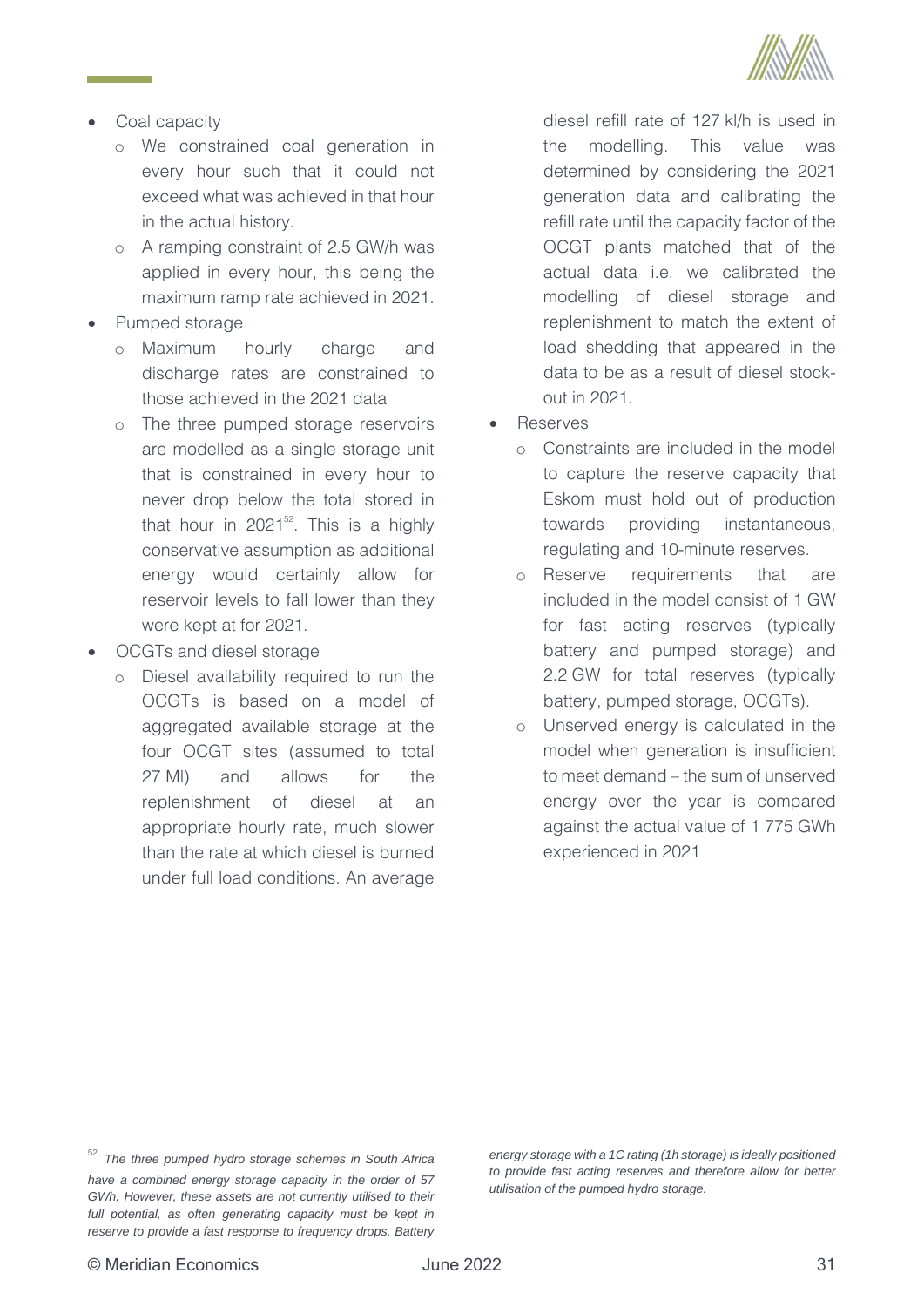- Coal capacity
  - We constrained coal generation in every hour such that it could not exceed what was achieved in that hour in the actual history.
  - A ramping constraint of 2.5 GW/h was applied in every hour, this being the maximum ramp rate achieved in 2021.
- Pumped storage
  - Maximum hourly charge and discharge rates are constrained to those achieved in the 2021 data
  - The three pumped storage reservoirs are modelled as a single storage unit that is constrained in every hour to never drop below the total stored in that hour in 2021[52]. This is a highly conservative assumption as additional energy would certainly allow for reservoir levels to fall lower than they were kept at for 2021.
- OCGTs and diesel storage
  - Diesel availability required to run the OCGTs is based on a model of aggregated available storage at the four OCGT sites (assumed to total 27 Ml) and allows for the replenishment of diesel at an appropriate hourly rate, much slower than the rate at which diesel is burned under full load conditions. An average diesel refill rate of 127 kl/h is used in the modelling. This value was determined by considering the 2021 generation data and calibrating the refill rate until the capacity factor of the OCGT plants matched that of the actual data i.e. we calibrated the modelling of diesel storage and replenishment to match the extent of load shedding that appeared in the data to be as a result of diesel stock-out in 2021.
- Reserves
  - Constraints are included in the model to capture the reserve capacity that Eskom must hold out of production towards providing instantaneous, regulating and 10-minute reserves.
  - Reserve requirements that are included in the model consist of 1 GW for fast acting reserves (typically battery and pumped storage) and 2.2 GW for total reserves (typically battery, pumped storage, OCGTs).
  - Unserved energy is calculated in the model when generation is insufficient to meet demand – the sum of unserved energy over the year is compared against the actual value of 1 775 GWh experienced in 2021

[52] *The three pumped hydro storage schemes in South Africa have a combined energy storage capacity in the order of 57 GWh. However, these assets are not currently utilised to their full potential, as often generating capacity must be kept in reserve to provide a fast response to frequency drops. Battery energy storage with a 1C rating (1h storage) is ideally positioned to provide fast acting reserves and therefore allow for better utilisation of the pumped hydro storage.*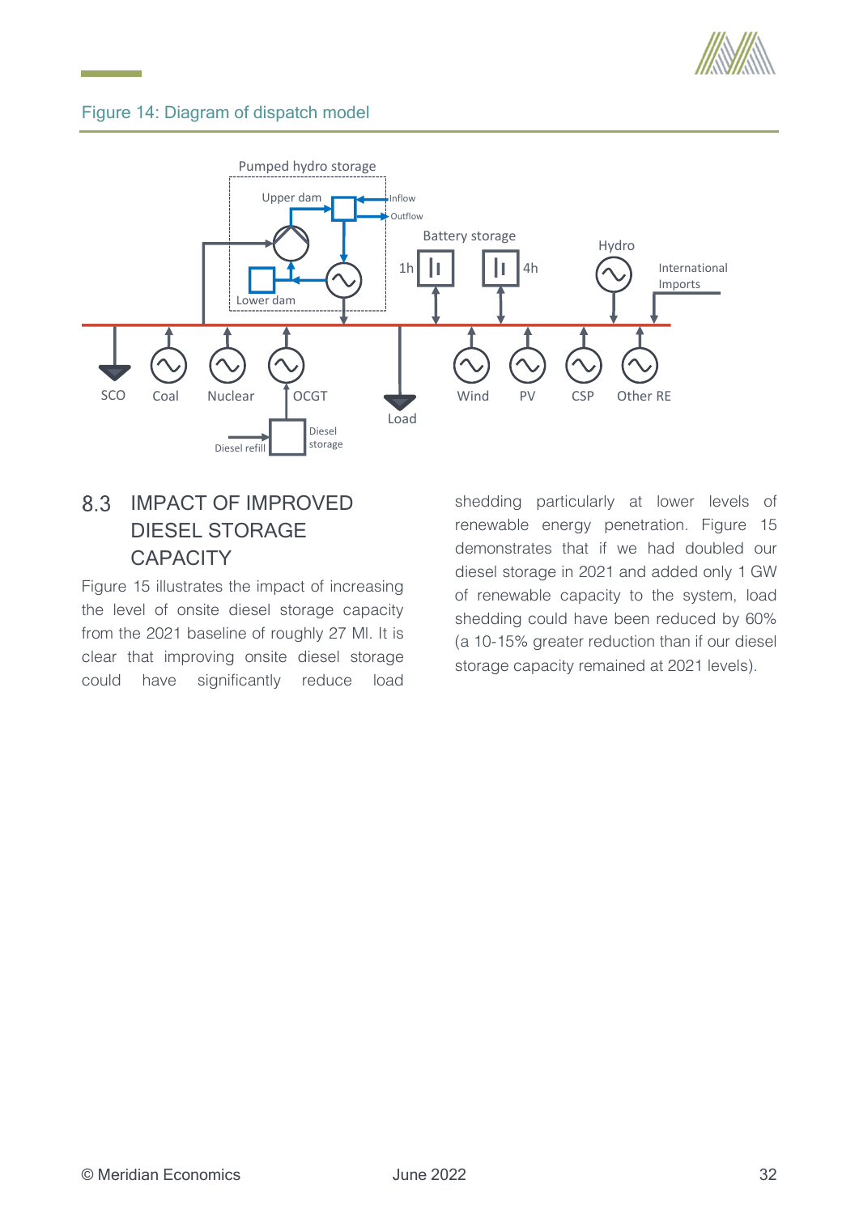Figure 14: Diagram of dispatch model

## 8.3 IMPACT OF IMPROVED DIESEL STORAGE CAPACITY

Figure 15 illustrates the impact of increasing the level of onsite diesel storage capacity from the 2021 baseline of roughly 27 Ml. It is clear that improving onsite diesel storage could have significantly reduce load shedding particularly at lower levels of renewable energy penetration. Figure 15 demonstrates that if we had doubled our diesel storage in 2021 and added only 1 GW of renewable capacity to the system, load shedding could have been reduced by 60% (a 10-15% greater reduction than if our diesel storage capacity remained at 2021 levels).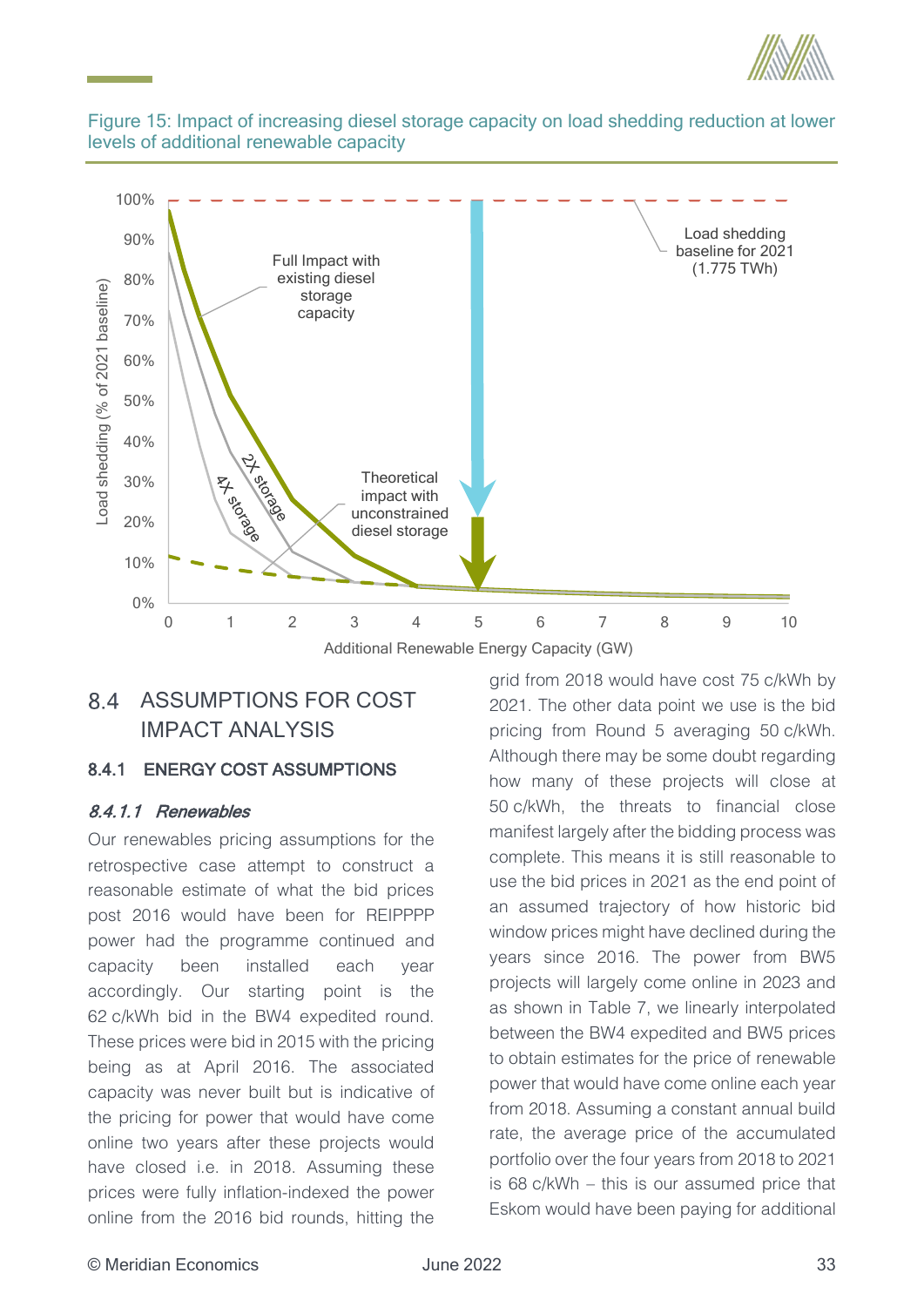Figure 15: Impact of increasing diesel storage capacity on load shedding reduction at lower levels of additional renewable capacity

## 8.4 ASSUMPTIONS FOR COST IMPACT ANALYSIS

### 8.4.1 ENERGY COST ASSUMPTIONS

#### *8.4.1.1 Renewables*

Our renewables pricing assumptions for the retrospective case attempt to construct a reasonable estimate of what the bid prices post 2016 would have been for REIPPPP power had the programme continued and capacity been installed each year accordingly. Our starting point is the 62 c/kWh bid in the BW4 expedited round. These prices were bid in 2015 with the pricing being as at April 2016. The associated capacity was never built but is indicative of the pricing for power that would have come online two years after these projects would have closed i.e. in 2018. Assuming these prices were fully inflation-indexed the power online from the 2016 bid rounds, hitting the grid from 2018 would have cost 75 c/kWh by 2021. The other data point we use is the bid pricing from Round 5 averaging 50 c/kWh. Although there may be some doubt regarding how many of these projects will close at 50 c/kWh, the threats to financial close manifest largely after the bidding process was complete. This means it is still reasonable to use the bid prices in 2021 as the end point of an assumed trajectory of how historic bid window prices might have declined during the years since 2016. The power from BW5 projects will largely come online in 2023 and as shown in Table 7, we linearly interpolated between the BW4 expedited and BW5 prices to obtain estimates for the price of renewable power that would have come online each year from 2018. Assuming a constant annual build rate, the average price of the accumulated portfolio over the four years from 2018 to 2021 is 68 c/kWh – this is our assumed price that Eskom would have been paying for additional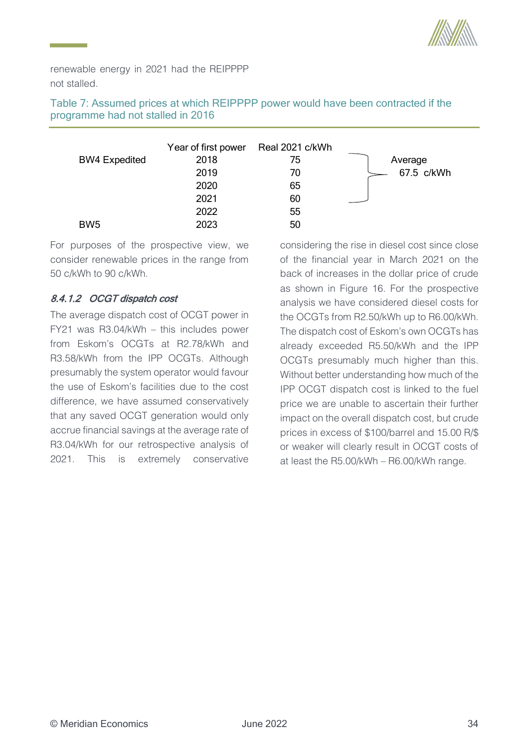renewable energy in 2021 had the REIPPPP not stalled.

Table 7: Assumed prices at which REIPPPP power would have been contracted if the programme had not stalled in 2016

| | Year of first power | Real 2021 c/kWh | |
|---|---|---|---|
| BW4 Expedited | 2018 | 75 | Average 67.5 c/kWh |
| | 2019 | 70 | |
| | 2020 | 65 | |
| | 2021 | 60 | |
| | 2022 | 55 | |
| BW5 | 2023 | 50 | |

For purposes of the prospective view, we consider renewable prices in the range from 50 c/kWh to 90 c/kWh.

#### *8.4.1.2 OCGT dispatch cost*

The average dispatch cost of OCGT power in FY21 was R3.04/kWh – this includes power from Eskom's OCGTs at R2.78/kWh and R3.58/kWh from the IPP OCGTs. Although presumably the system operator would favour the use of Eskom's facilities due to the cost difference, we have assumed conservatively that any saved OCGT generation would only accrue financial savings at the average rate of R3.04/kWh for our retrospective analysis of 2021. This is extremely conservative considering the rise in diesel cost since close of the financial year in March 2021 on the back of increases in the dollar price of crude as shown in Figure 16. For the prospective analysis we have considered diesel costs for the OCGTs from R2.50/kWh up to R6.00/kWh. The dispatch cost of Eskom's own OCGTs has already exceeded R5.50/kWh and the IPP OCGTs presumably much higher than this. Without better understanding how much of the IPP OCGT dispatch cost is linked to the fuel price we are unable to ascertain their further impact on the overall dispatch cost, but crude prices in excess of \$100/barrel and 15.00 R/\$ or weaker will clearly result in OCGT costs of at least the R5.00/kWh – R6.00/kWh range.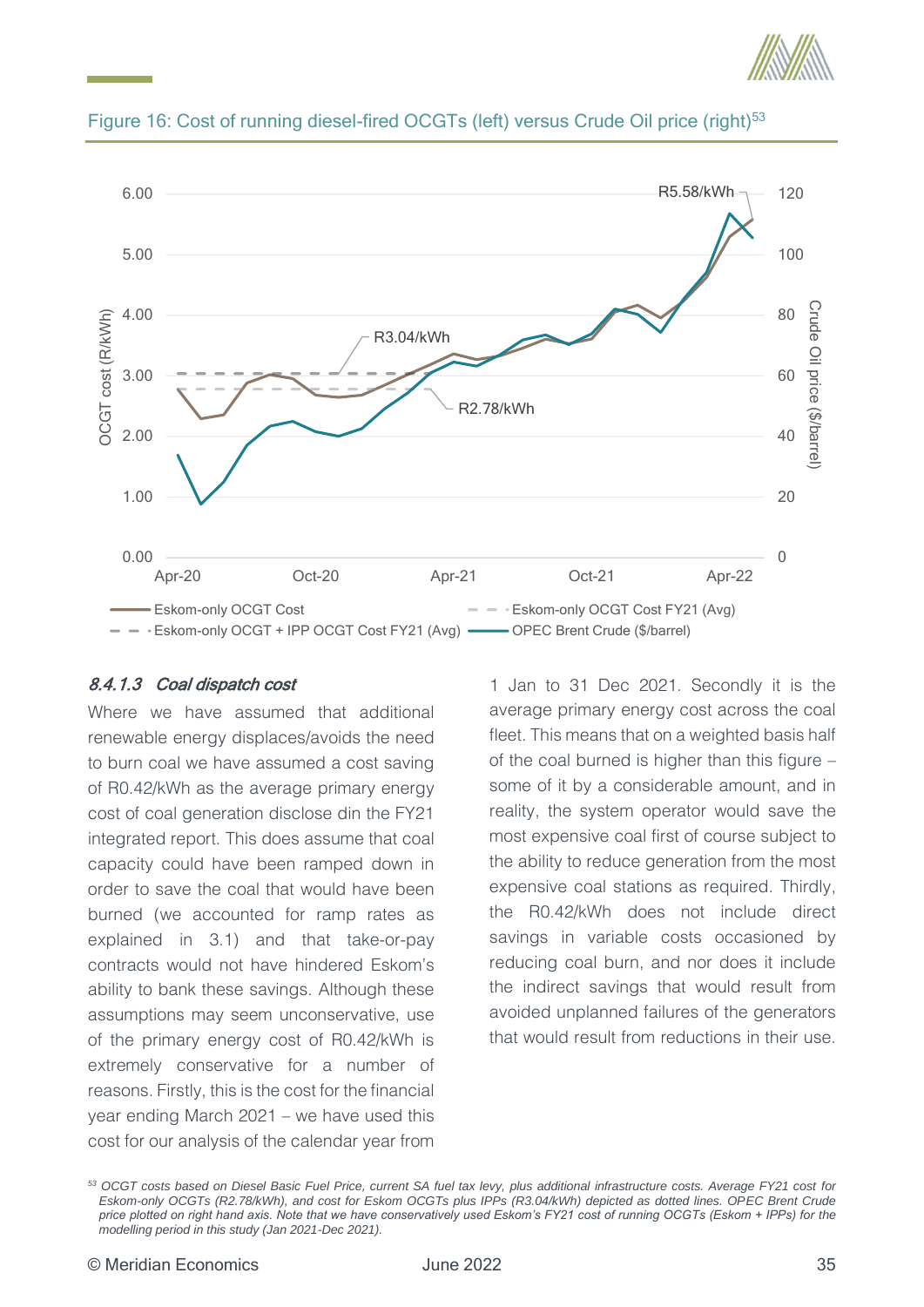Figure 16: Cost of running diesel-fired OCGTs (left) versus Crude Oil price (right)[53]

#### *8.4.1.3 Coal dispatch cost*

Where we have assumed that additional renewable energy displaces/avoids the need to burn coal we have assumed a cost saving of R0.42/kWh as the average primary energy cost of coal generation disclose din the FY21 integrated report. This does assume that coal capacity could have been ramped down in order to save the coal that would have been burned (we accounted for ramp rates as explained in 3.1) and that take-or-pay contracts would not have hindered Eskom's ability to bank these savings. Although these assumptions may seem unconservative, use of the primary energy cost of R0.42/kWh is extremely conservative for a number of reasons. Firstly, this is the cost for the financial year ending March 2021 – we have used this cost for our analysis of the calendar year from 1 Jan to 31 Dec 2021. Secondly it is the average primary energy cost across the coal fleet. This means that on a weighted basis half of the coal burned is higher than this figure – some of it by a considerable amount, and in reality, the system operator would save the most expensive coal first of course subject to the ability to reduce generation from the most expensive coal stations as required. Thirdly, the R0.42/kWh does not include direct savings in variable costs occasioned by reducing coal burn, and nor does it include the indirect savings that would result from avoided unplanned failures of the generators that would result from reductions in their use.

[53] *OCGT costs based on Diesel Basic Fuel Price, current SA fuel tax levy, plus additional infrastructure costs. Average FY21 cost for Eskom-only OCGTs (R2.78/kWh), and cost for Eskom OCGTs plus IPPs (R3.04/kWh) depicted as dotted lines. OPEC Brent Crude price plotted on right hand axis. Note that we have conservatively used Eskom's FY21 cost of running OCGTs (Eskom + IPPs) for the modelling period in this study (Jan 2021-Dec 2021).*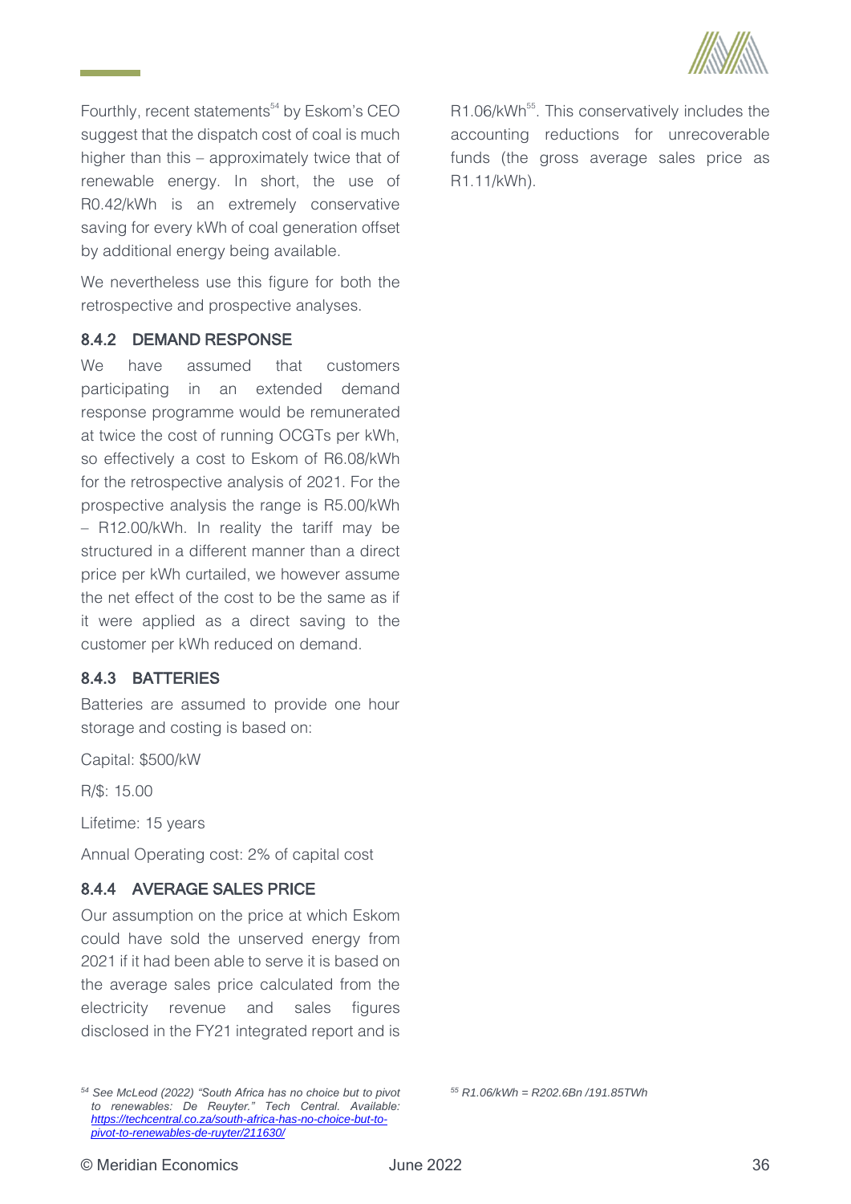Fourthly, recent statements[54] by Eskom's CEO suggest that the dispatch cost of coal is much higher than this – approximately twice that of renewable energy. In short, the use of R0.42/kWh is an extremely conservative saving for every kWh of coal generation offset by additional energy being available.

We nevertheless use this figure for both the retrospective and prospective analyses.

### 8.4.2 DEMAND RESPONSE

We have assumed that customers participating in an extended demand response programme would be remunerated at twice the cost of running OCGTs per kWh, so effectively a cost to Eskom of R6.08/kWh for the retrospective analysis of 2021. For the prospective analysis the range is R5.00/kWh – R12.00/kWh. In reality the tariff may be structured in a different manner than a direct price per kWh curtailed, we however assume the net effect of the cost to be the same as if it were applied as a direct saving to the customer per kWh reduced on demand.

### 8.4.3 BATTERIES

Batteries are assumed to provide one hour storage and costing is based on:

Capital: $500/kW

R/$: 15.00

Lifetime: 15 years

Annual Operating cost: 2% of capital cost

### 8.4.4 AVERAGE SALES PRICE

Our assumption on the price at which Eskom could have sold the unserved energy from 2021 if it had been able to serve it is based on the average sales price calculated from the electricity revenue and sales figures disclosed in the FY21 integrated report and is R1.06/kWh[55]. This conservatively includes the accounting reductions for unrecoverable funds (the gross average sales price as R1.11/kWh).

[54] See McLeod (2022) "South Africa has no choice but to pivot to renewables: De Reuyter." Tech Central. Available: https://techcentral.co.za/south-africa-has-no-choice-but-to-pivot-to-renewables-de-ruyter/211630/

[55] R1.06/kWh = R202.6Bn /191.85TWh